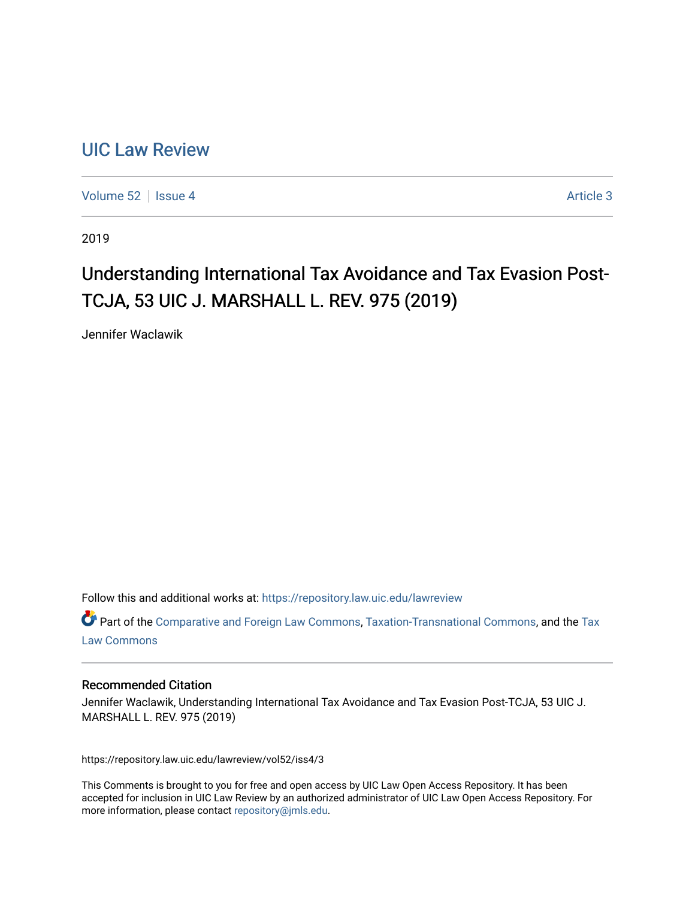# UIC Law Review

Volume 52 | Issue 4 | Article 3

2019

## Understanding International Tax Avoidance and Tax Evasion Post-TCJA, 53 UIC J. MARSHALL L. REV. 975 (2019)

Jennifer Waclawik

Follow this and additional works at: https://repository.law.uic.edu/lawreview

Part of the Comparative and Foreign Law Commons, Taxation-Transnational Commons, and the Tax Law Commons

### Recommended Citation

Jennifer Waclawik, Understanding International Tax Avoidance and Tax Evasion Post-TCJA, 53 UIC J. MARSHALL L. REV. 975 (2019)

https://repository.law.uic.edu/lawreview/vol52/iss4/3

This Comments is brought to you for free and open access by UIC Law Open Access Repository. It has been accepted for inclusion in UIC Law Review by an authorized administrator of UIC Law Open Access Repository. For more information, please contact repository@jmls.edu.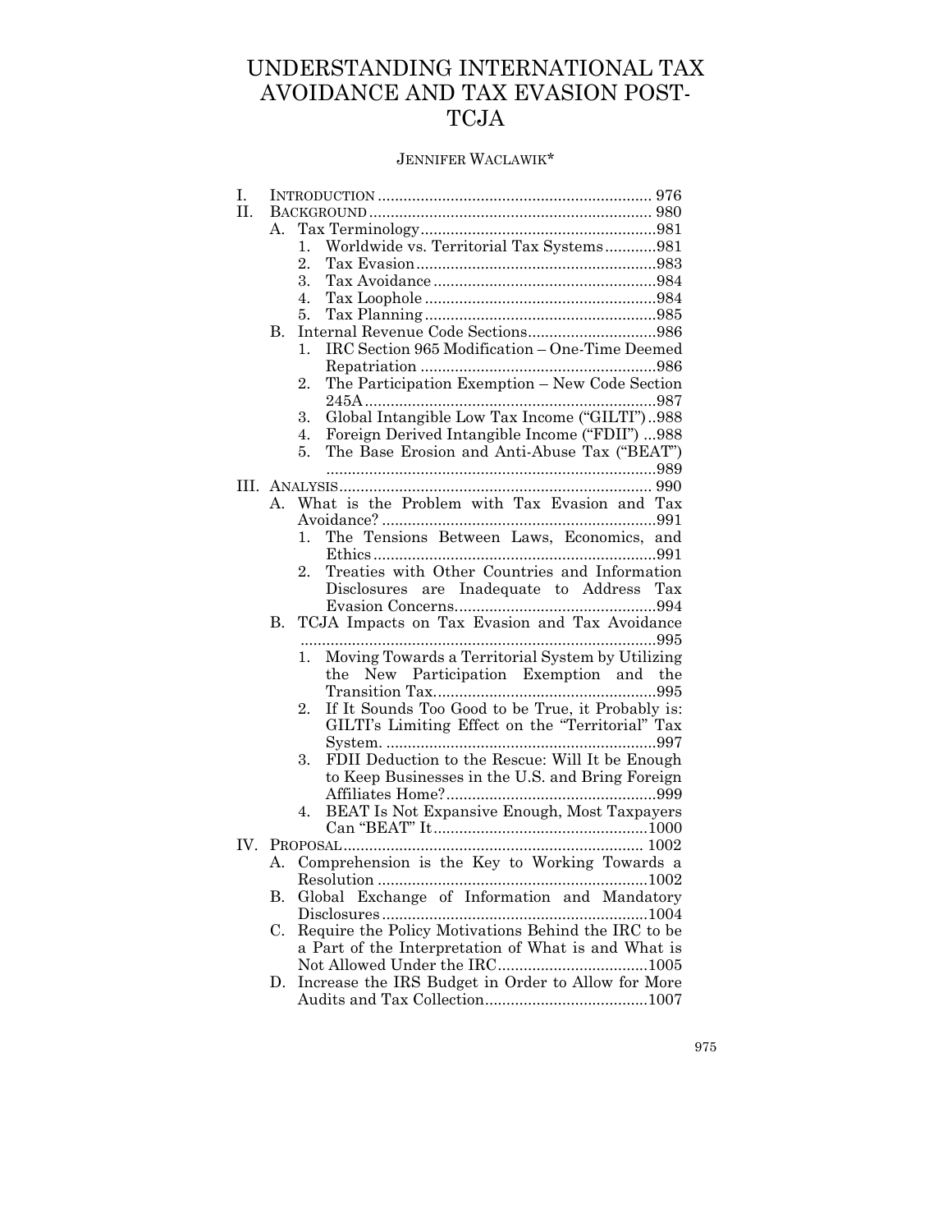# UNDERSTANDING INTERNATIONAL TAX AVOIDANCE AND TAX EVASION POST-TCJA

JENNIFER WACLAWIK*

- I. INTRODUCTION ............................................................... 976
- II. BACKGROUND ................................................................. 980
  - A. Tax Terminology .......................................................981
    - 1. Worldwide vs. Territorial Tax Systems ............981
    - 2. Tax Evasion ........................................................983
    - 3. Tax Avoidance ....................................................984
    - 4. Tax Loophole ......................................................984
    - 5. Tax Planning ......................................................985
  - B. Internal Revenue Code Sections ..............................986
    - 1. IRC Section 965 Modification – One-Time Deemed Repatriation .......................................................986
    - 2. The Participation Exemption – New Code Section 245A ....................................................................987
    - 3. Global Intangible Low Tax Income ("GILTI") ..988
    - 4. Foreign Derived Intangible Income ("FDII") ...988
    - 5. The Base Erosion and Anti-Abuse Tax ("BEAT") .............................................................................989
- III. ANALYSIS ......................................................................... 990
  - A. What is the Problem with Tax Evasion and Tax Avoidance? ................................................................991
    - 1. The Tensions Between Laws, Economics, and Ethics ..................................................................991
    - 2. Treaties with Other Countries and Information Disclosures are Inadequate to Address Tax Evasion Concerns ...............................................994
  - B. TCJA Impacts on Tax Evasion and Tax Avoidance ...................................................................................995
    - 1. Moving Towards a Territorial System by Utilizing the New Participation Exemption and the Transition Tax ....................................................995
    - 2. If It Sounds Too Good to be True, it Probably is: GILTI's Limiting Effect on the "Territorial" Tax System. ...............................................................997
    - 3. FDII Deduction to the Rescue: Will It be Enough to Keep Businesses in the U.S. and Bring Foreign Affiliates Home? .................................................999
    - 4. BEAT Is Not Expansive Enough, Most Taxpayers Can "BEAT" It ..................................................1000
- IV. PROPOSAL ...................................................................... 1002
  - A. Comprehension is the Key to Working Towards a Resolution ...............................................................1002
  - B. Global Exchange of Information and Mandatory Disclosures .............................................................1004
  - C. Require the Policy Motivations Behind the IRC to be a Part of the Interpretation of What is and What is Not Allowed Under the IRC ...................................1005
  - D. Increase the IRS Budget in Order to Allow for More Audits and Tax Collection ......................................1007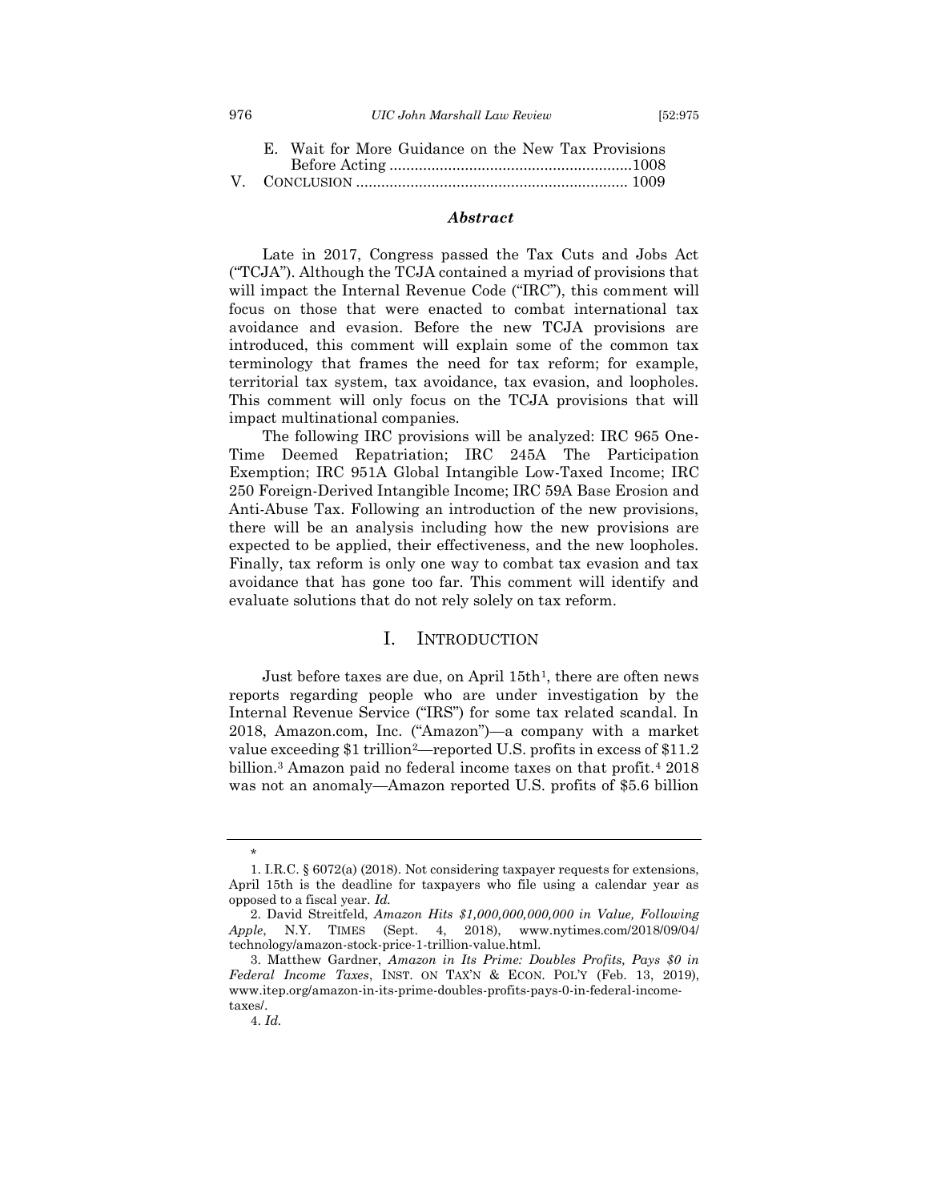E. Wait for More Guidance on the New Tax Provisions Before Acting ..........................................................1008

V. CONCLUSION ................................................................ 1009

### *Abstract*

Late in 2017, Congress passed the Tax Cuts and Jobs Act ("TCJA"). Although the TCJA contained a myriad of provisions that will impact the Internal Revenue Code ("IRC"), this comment will focus on those that were enacted to combat international tax avoidance and evasion. Before the new TCJA provisions are introduced, this comment will explain some of the common tax terminology that frames the need for tax reform; for example, territorial tax system, tax avoidance, tax evasion, and loopholes. This comment will only focus on the TCJA provisions that will impact multinational companies.

The following IRC provisions will be analyzed: IRC 965 One-Time Deemed Repatriation; IRC 245A The Participation Exemption; IRC 951A Global Intangible Low-Taxed Income; IRC 250 Foreign-Derived Intangible Income; IRC 59A Base Erosion and Anti-Abuse Tax. Following an introduction of the new provisions, there will be an analysis including how the new provisions are expected to be applied, their effectiveness, and the new loopholes. Finally, tax reform is only one way to combat tax evasion and tax avoidance that has gone too far. This comment will identify and evaluate solutions that do not rely solely on tax reform.

## I. INTRODUCTION

Just before taxes are due, on April 15th[1], there are often news reports regarding people who are under investigation by the Internal Revenue Service ("IRS") for some tax related scandal. In 2018, Amazon.com, Inc. ("Amazon")—a company with a market value exceeding $1 trillion[2]—reported U.S. profits in excess of $11.2 billion.[3] Amazon paid no federal income taxes on that profit.[4] 2018 was not an anomaly—Amazon reported U.S. profits of $5.6 billion

---

\*

1. I.R.C. § 6072(a) (2018). Not considering taxpayer requests for extensions, April 15th is the deadline for taxpayers who file using a calendar year as opposed to a fiscal year. *Id.*

2. David Streitfeld, *Amazon Hits $1,000,000,000,000 in Value, Following Apple*, N.Y. TIMES (Sept. 4, 2018), www.nytimes.com/2018/09/04/technology/amazon-stock-price-1-trillion-value.html.

3. Matthew Gardner, *Amazon in Its Prime: Doubles Profits, Pays $0 in Federal Income Taxes*, INST. ON TAX'N & ECON. POL'Y (Feb. 13, 2019), www.itep.org/amazon-in-its-prime-doubles-profits-pays-0-in-federal-income-taxes/.

4. *Id.*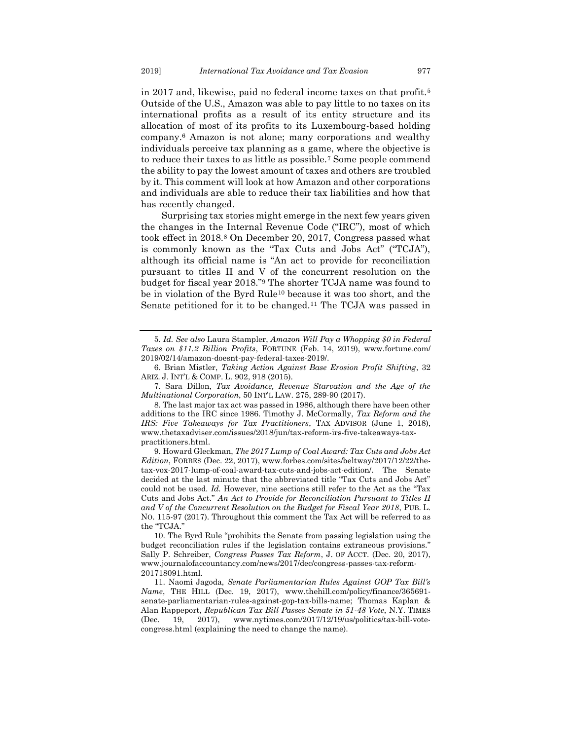in 2017 and, likewise, paid no federal income taxes on that profit.[5] Outside of the U.S., Amazon was able to pay little to no taxes on its international profits as a result of its entity structure and its allocation of most of its profits to its Luxembourg-based holding company.[6] Amazon is not alone; many corporations and wealthy individuals perceive tax planning as a game, where the objective is to reduce their taxes to as little as possible.[7] Some people commend the ability to pay the lowest amount of taxes and others are troubled by it. This comment will look at how Amazon and other corporations and individuals are able to reduce their tax liabilities and how that has recently changed.

Surprising tax stories might emerge in the next few years given the changes in the Internal Revenue Code ("IRC"), most of which took effect in 2018.[8] On December 20, 2017, Congress passed what is commonly known as the "Tax Cuts and Jobs Act" ("TCJA"), although its official name is "An act to provide for reconciliation pursuant to titles II and V of the concurrent resolution on the budget for fiscal year 2018."[9] The shorter TCJA name was found to be in violation of the Byrd Rule[10] because it was too short, and the Senate petitioned for it to be changed.[11] The TCJA was passed in

---

5. *Id. See also* Laura Stampler, *Amazon Will Pay a Whopping $0 in Federal Taxes on $11.2 Billion Profits*, FORTUNE (Feb. 14, 2019), www.fortune.com/2019/02/14/amazon-doesnt-pay-federal-taxes-2019/.

6. Brian Mistler, *Taking Action Against Base Erosion Profit Shifting*, 32 ARIZ. J. INT'L & COMP. L. 902, 918 (2015).

7. Sara Dillon, *Tax Avoidance, Revenue Starvation and the Age of the Multinational Corporation*, 50 INT'L LAW. 275, 289-90 (2017).

8. The last major tax act was passed in 1986, although there have been other additions to the IRC since 1986. Timothy J. McCormally, *Tax Reform and the IRS: Five Takeaways for Tax Practitioners*, TAX ADVISOR (June 1, 2018), www.thetaxadviser.com/issues/2018/jun/tax-reform-irs-five-takeaways-tax-practitioners.html.

9. Howard Gleckman, *The 2017 Lump of Coal Award: Tax Cuts and Jobs Act Edition*, FORBES (Dec. 22, 2017), www.forbes.com/sites/beltway/2017/12/22/the-tax-vox-2017-lump-of-coal-award-tax-cuts-and-jobs-act-edition/. The Senate decided at the last minute that the abbreviated title "Tax Cuts and Jobs Act" could not be used. *Id.* However, nine sections still refer to the Act as the "Tax Cuts and Jobs Act." *An Act to Provide for Reconciliation Pursuant to Titles II and V of the Concurrent Resolution on the Budget for Fiscal Year 2018*, PUB. L. NO. 115-97 (2017). Throughout this comment the Tax Act will be referred to as the "TCJA."

10. The Byrd Rule "prohibits the Senate from passing legislation using the budget reconciliation rules if the legislation contains extraneous provisions." Sally P. Schreiber, *Congress Passes Tax Reform*, J. OF ACCT. (Dec. 20, 2017), www.journalofaccountancy.com/news/2017/dec/congress-passes-tax-reform-201718091.html.

11. Naomi Jagoda, *Senate Parliamentarian Rules Against GOP Tax Bill's Name*, THE HILL (Dec. 19, 2017), www.thehill.com/policy/finance/365691-senate-parliamentarian-rules-against-gop-tax-bills-name; Thomas Kaplan & Alan Rappeport, *Republican Tax Bill Passes Senate in 51-48 Vote*, N.Y. TIMES (Dec. 19, 2017), www.nytimes.com/2017/12/19/us/politics/tax-bill-vote-congress.html (explaining the need to change the name).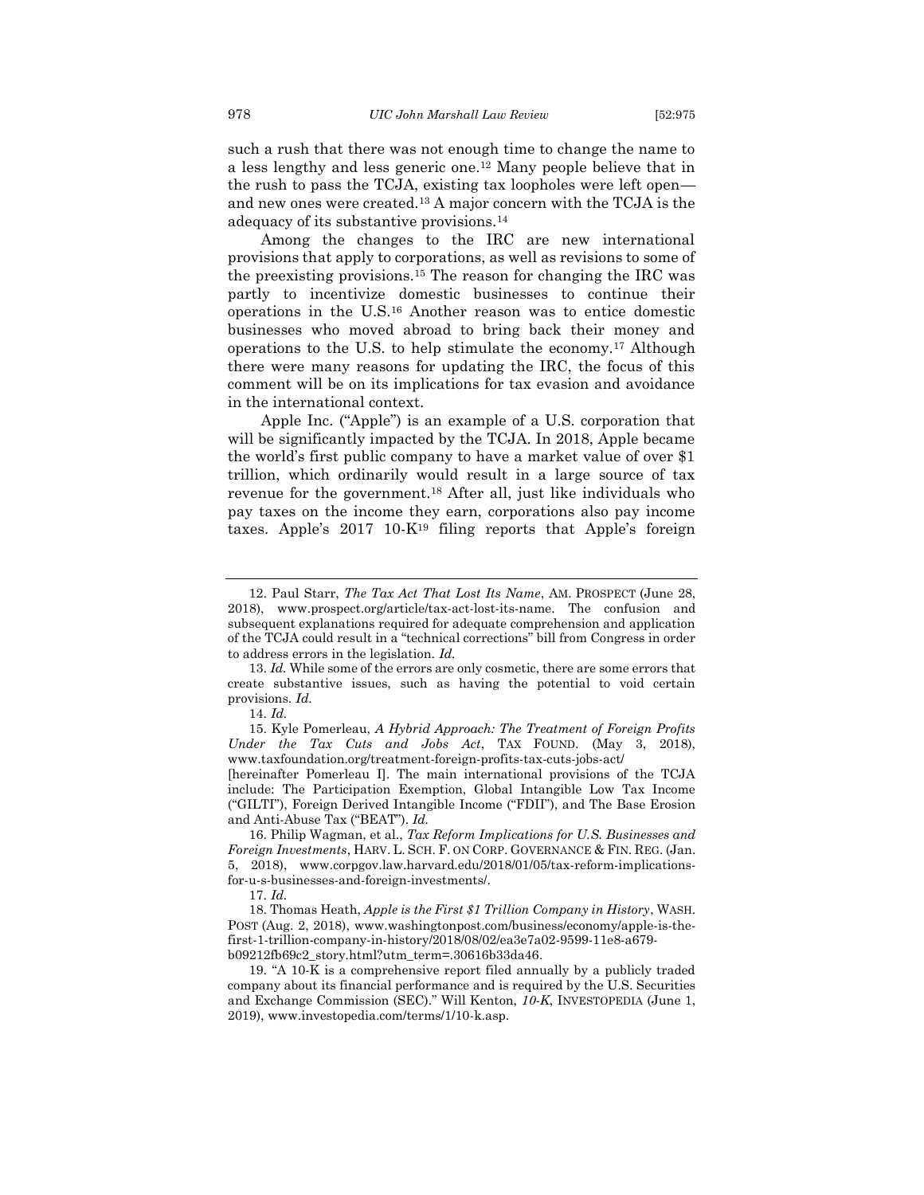such a rush that there was not enough time to change the name to a less lengthy and less generic one.[12] Many people believe that in the rush to pass the TCJA, existing tax loopholes were left open—and new ones were created.[13] A major concern with the TCJA is the adequacy of its substantive provisions.[14]

Among the changes to the IRC are new international provisions that apply to corporations, as well as revisions to some of the preexisting provisions.[15] The reason for changing the IRC was partly to incentivize domestic businesses to continue their operations in the U.S.[16] Another reason was to entice domestic businesses who moved abroad to bring back their money and operations to the U.S. to help stimulate the economy.[17] Although there were many reasons for updating the IRC, the focus of this comment will be on its implications for tax evasion and avoidance in the international context.

Apple Inc. ("Apple") is an example of a U.S. corporation that will be significantly impacted by the TCJA. In 2018, Apple became the world's first public company to have a market value of over $1 trillion, which ordinarily would result in a large source of tax revenue for the government.[18] After all, just like individuals who pay taxes on the income they earn, corporations also pay income taxes. Apple's 2017 10-K[19] filing reports that Apple's foreign

---

12. Paul Starr, *The Tax Act That Lost Its Name*, AM. PROSPECT (June 28, 2018), www.prospect.org/article/tax-act-lost-its-name. The confusion and subsequent explanations required for adequate comprehension and application of the TCJA could result in a "technical corrections" bill from Congress in order to address errors in the legislation. *Id.*

13. *Id.* While some of the errors are only cosmetic, there are some errors that create substantive issues, such as having the potential to void certain provisions. *Id.*

14. *Id.*

15. Kyle Pomerleau, *A Hybrid Approach: The Treatment of Foreign Profits Under the Tax Cuts and Jobs Act*, TAX FOUND. (May 3, 2018), www.taxfoundation.org/treatment-foreign-profits-tax-cuts-jobs-act/ [hereinafter Pomerleau I]. The main international provisions of the TCJA include: The Participation Exemption, Global Intangible Low Tax Income ("GILTI"), Foreign Derived Intangible Income ("FDII"), and The Base Erosion and Anti-Abuse Tax ("BEAT"). *Id.*

16. Philip Wagman, et al., *Tax Reform Implications for U.S. Businesses and Foreign Investments*, HARV. L. SCH. F. ON CORP. GOVERNANCE & FIN. REG. (Jan. 5, 2018), www.corpgov.law.harvard.edu/2018/01/05/tax-reform-implications-for-u-s-businesses-and-foreign-investments/.

17. *Id.*

18. Thomas Heath, *Apple is the First $1 Trillion Company in History*, WASH. POST (Aug. 2, 2018), www.washingtonpost.com/business/economy/apple-is-the-first-1-trillion-company-in-history/2018/08/02/ea3e7a02-9599-11e8-a679-b09212fb69c2_story.html?utm_term=.30616b33da46.

19. "A 10-K is a comprehensive report filed annually by a publicly traded company about its financial performance and is required by the U.S. Securities and Exchange Commission (SEC)." Will Kenton, *10-K*, INVESTOPEDIA (June 1, 2019), www.investopedia.com/terms/1/10-k.asp.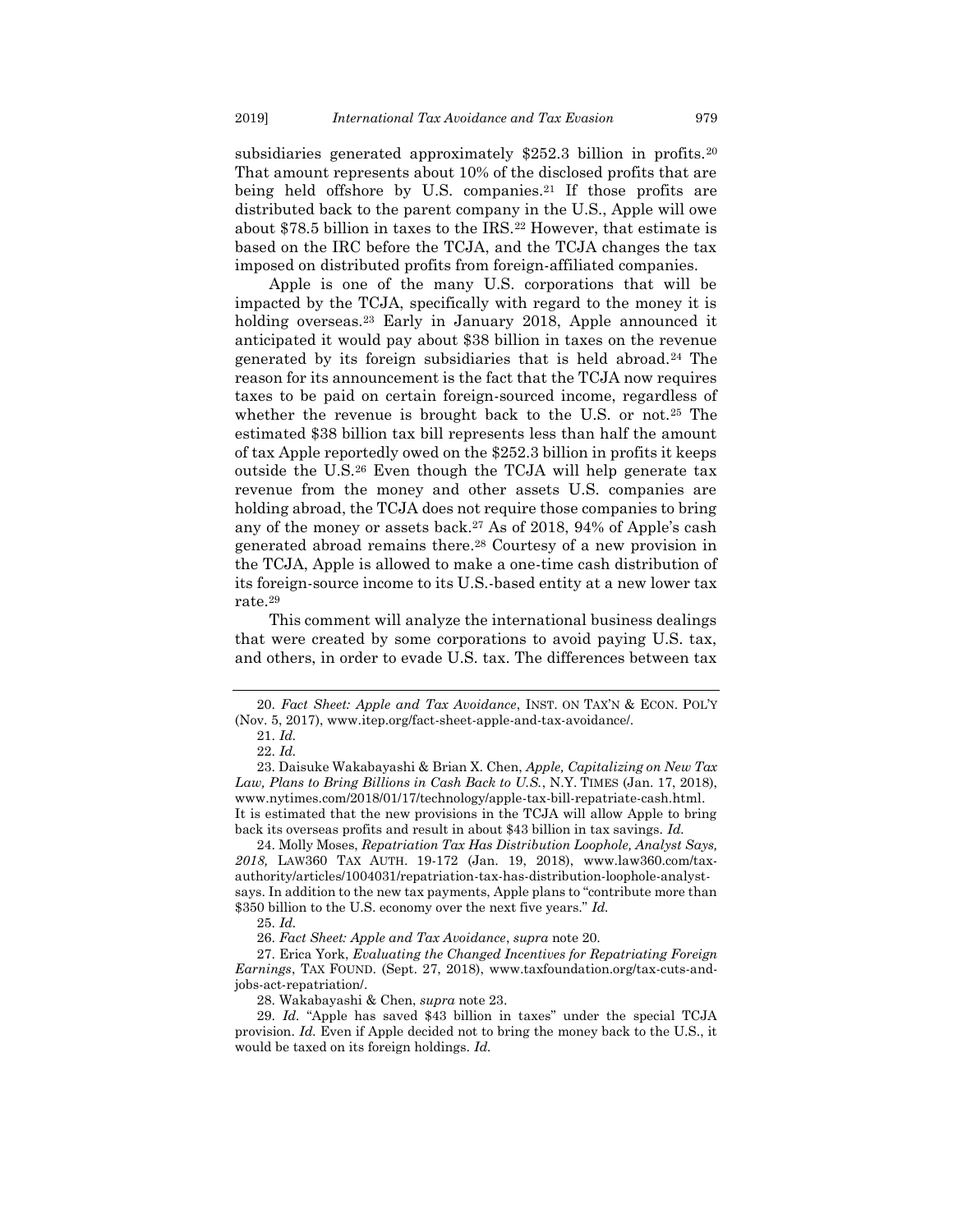subsidiaries generated approximately $252.3 billion in profits.[20] That amount represents about 10% of the disclosed profits that are being held offshore by U.S. companies.[21] If those profits are distributed back to the parent company in the U.S., Apple will owe about $78.5 billion in taxes to the IRS.[22] However, that estimate is based on the IRC before the TCJA, and the TCJA changes the tax imposed on distributed profits from foreign-affiliated companies.

Apple is one of the many U.S. corporations that will be impacted by the TCJA, specifically with regard to the money it is holding overseas.[23] Early in January 2018, Apple announced it anticipated it would pay about $38 billion in taxes on the revenue generated by its foreign subsidiaries that is held abroad.[24] The reason for its announcement is the fact that the TCJA now requires taxes to be paid on certain foreign-sourced income, regardless of whether the revenue is brought back to the U.S. or not.[25] The estimated $38 billion tax bill represents less than half the amount of tax Apple reportedly owed on the $252.3 billion in profits it keeps outside the U.S.[26] Even though the TCJA will help generate tax revenue from the money and other assets U.S. companies are holding abroad, the TCJA does not require those companies to bring any of the money or assets back.[27] As of 2018, 94% of Apple's cash generated abroad remains there.[28] Courtesy of a new provision in the TCJA, Apple is allowed to make a one-time cash distribution of its foreign-source income to its U.S.-based entity at a new lower tax rate.[29]

This comment will analyze the international business dealings that were created by some corporations to avoid paying U.S. tax, and others, in order to evade U.S. tax. The differences between tax

---

20. *Fact Sheet: Apple and Tax Avoidance*, INST. ON TAX'N & ECON. POL'Y (Nov. 5, 2017), www.itep.org/fact-sheet-apple-and-tax-avoidance/.

21. *Id.*

22. *Id.*

23. Daisuke Wakabayashi & Brian X. Chen, *Apple, Capitalizing on New Tax Law, Plans to Bring Billions in Cash Back to U.S.*, N.Y. TIMES (Jan. 17, 2018), www.nytimes.com/2018/01/17/technology/apple-tax-bill-repatriate-cash.html. It is estimated that the new provisions in the TCJA will allow Apple to bring back its overseas profits and result in about $43 billion in tax savings. *Id.*

24. Molly Moses, *Repatriation Tax Has Distribution Loophole, Analyst Says, 2018,* LAW360 TAX AUTH. 19-172 (Jan. 19, 2018), www.law360.com/tax-authority/articles/1004031/repatriation-tax-has-distribution-loophole-analyst-says. In addition to the new tax payments, Apple plans to "contribute more than $350 billion to the U.S. economy over the next five years." *Id.*

25. *Id.*

26. *Fact Sheet: Apple and Tax Avoidance*, *supra* note 20.

27. Erica York, *Evaluating the Changed Incentives for Repatriating Foreign Earnings*, TAX FOUND. (Sept. 27, 2018), www.taxfoundation.org/tax-cuts-and-jobs-act-repatriation/.

28. Wakabayashi & Chen, *supra* note 23.

29. *Id.* "Apple has saved $43 billion in taxes" under the special TCJA provision. *Id.* Even if Apple decided not to bring the money back to the U.S., it would be taxed on its foreign holdings. *Id.*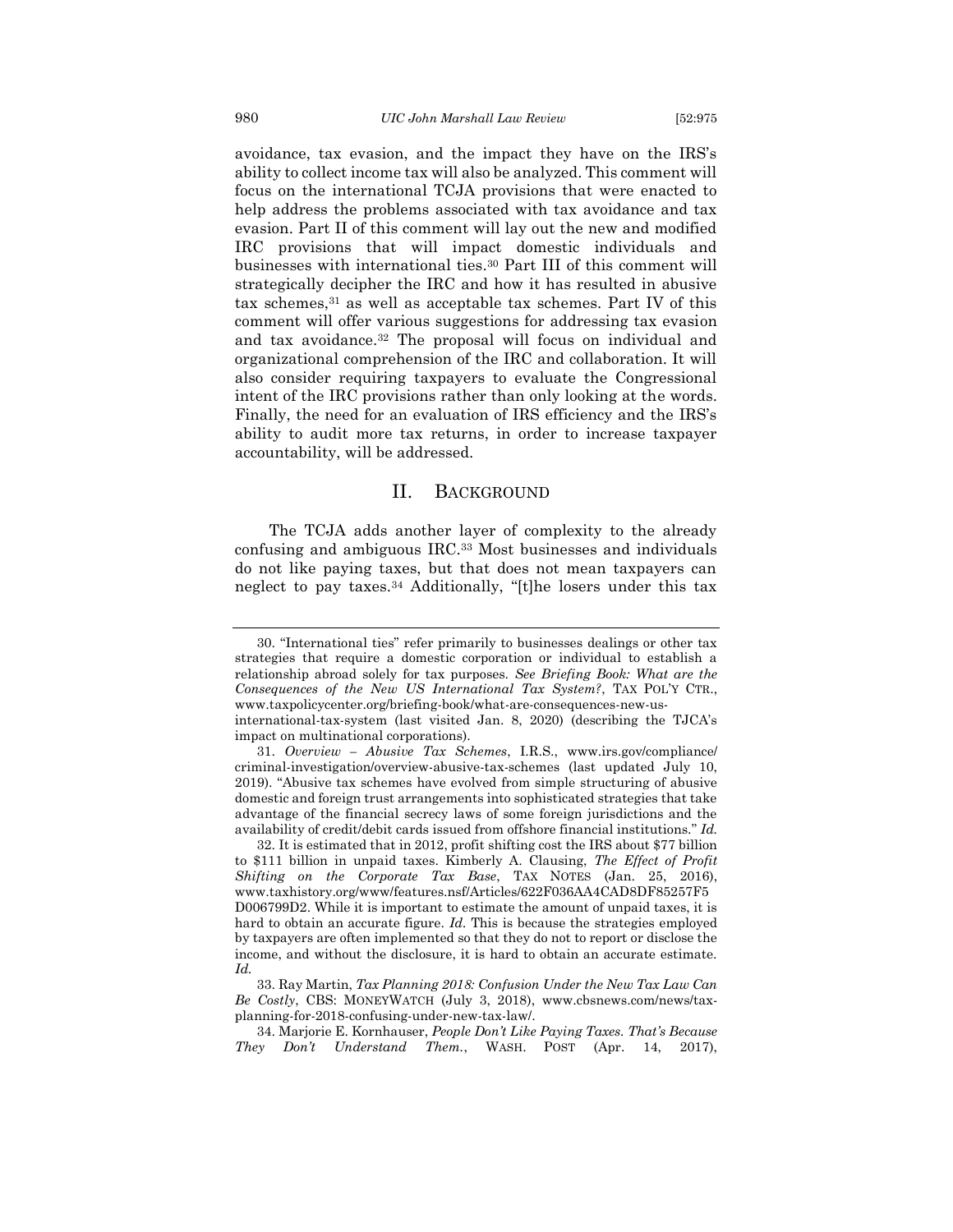avoidance, tax evasion, and the impact they have on the IRS's ability to collect income tax will also be analyzed. This comment will focus on the international TCJA provisions that were enacted to help address the problems associated with tax avoidance and tax evasion. Part II of this comment will lay out the new and modified IRC provisions that will impact domestic individuals and businesses with international ties.[30] Part III of this comment will strategically decipher the IRC and how it has resulted in abusive tax schemes,[31] as well as acceptable tax schemes. Part IV of this comment will offer various suggestions for addressing tax evasion and tax avoidance.[32] The proposal will focus on individual and organizational comprehension of the IRC and collaboration. It will also consider requiring taxpayers to evaluate the Congressional intent of the IRC provisions rather than only looking at the words. Finally, the need for an evaluation of IRS efficiency and the IRS's ability to audit more tax returns, in order to increase taxpayer accountability, will be addressed.

## II. Background

The TCJA adds another layer of complexity to the already confusing and ambiguous IRC.[33] Most businesses and individuals do not like paying taxes, but that does not mean taxpayers can neglect to pay taxes.[34] Additionally, "[t]he losers under this tax

---

30. "International ties" refer primarily to businesses dealings or other tax strategies that require a domestic corporation or individual to establish a relationship abroad solely for tax purposes. *See Briefing Book: What are the Consequences of the New US International Tax System?*, TAX POL'Y CTR., www.taxpolicycenter.org/briefing-book/what-are-consequences-new-us-international-tax-system (last visited Jan. 8, 2020) (describing the TJCA's impact on multinational corporations).

31. *Overview – Abusive Tax Schemes*, I.R.S., www.irs.gov/compliance/criminal-investigation/overview-abusive-tax-schemes (last updated July 10, 2019). "Abusive tax schemes have evolved from simple structuring of abusive domestic and foreign trust arrangements into sophisticated strategies that take advantage of the financial secrecy laws of some foreign jurisdictions and the availability of credit/debit cards issued from offshore financial institutions." *Id.*

32. It is estimated that in 2012, profit shifting cost the IRS about $77 billion to $111 billion in unpaid taxes. Kimberly A. Clausing, *The Effect of Profit Shifting on the Corporate Tax Base*, TAX NOTES (Jan. 25, 2016), www.taxhistory.org/www/features.nsf/Articles/622F036AA4CAD8DF85257F5D006799D2. While it is important to estimate the amount of unpaid taxes, it is hard to obtain an accurate figure. *Id.* This is because the strategies employed by taxpayers are often implemented so that they do not to report or disclose the income, and without the disclosure, it is hard to obtain an accurate estimate. *Id.*

33. Ray Martin, *Tax Planning 2018: Confusion Under the New Tax Law Can Be Costly*, CBS: MONEYWATCH (July 3, 2018), www.cbsnews.com/news/tax-planning-for-2018-confusing-under-new-tax-law/.

34. Marjorie E. Kornhauser, *People Don't Like Paying Taxes. That's Because They Don't Understand Them.*, WASH. POST (Apr. 14, 2017),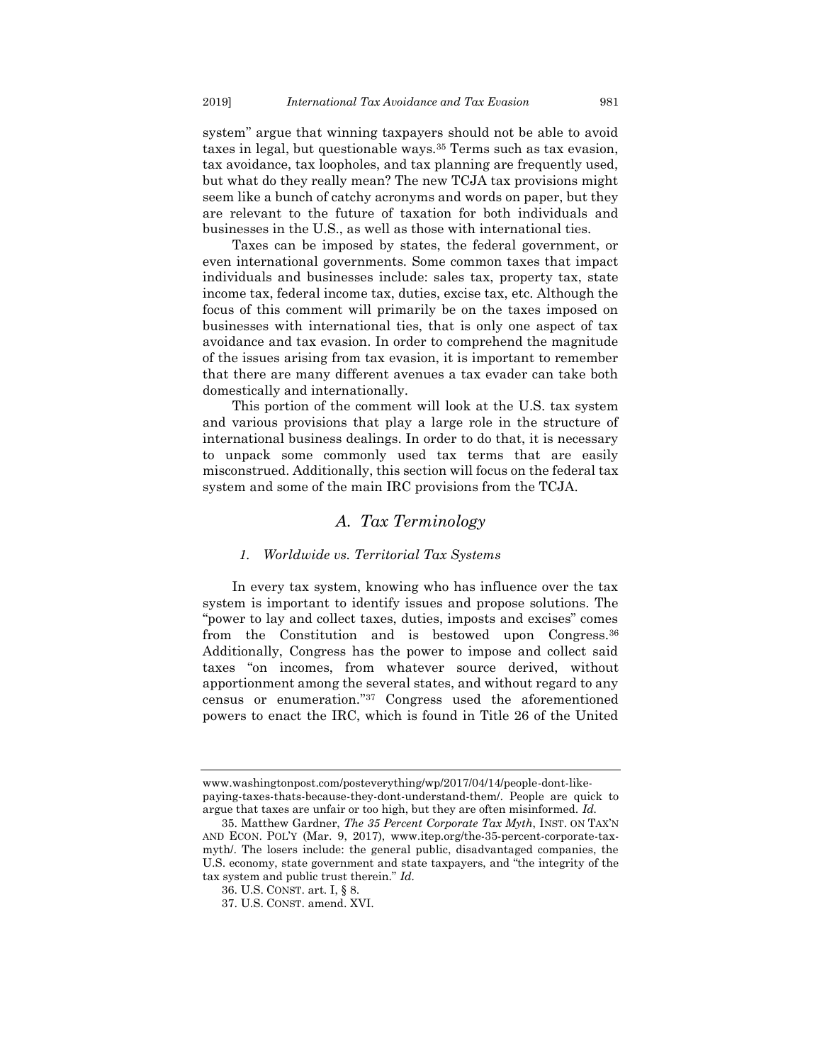system" argue that winning taxpayers should not be able to avoid taxes in legal, but questionable ways.[35] Terms such as tax evasion, tax avoidance, tax loopholes, and tax planning are frequently used, but what do they really mean? The new TCJA tax provisions might seem like a bunch of catchy acronyms and words on paper, but they are relevant to the future of taxation for both individuals and businesses in the U.S., as well as those with international ties.

Taxes can be imposed by states, the federal government, or even international governments. Some common taxes that impact individuals and businesses include: sales tax, property tax, state income tax, federal income tax, duties, excise tax, etc. Although the focus of this comment will primarily be on the taxes imposed on businesses with international ties, that is only one aspect of tax avoidance and tax evasion. In order to comprehend the magnitude of the issues arising from tax evasion, it is important to remember that there are many different avenues a tax evader can take both domestically and internationally.

This portion of the comment will look at the U.S. tax system and various provisions that play a large role in the structure of international business dealings. In order to do that, it is necessary to unpack some commonly used tax terms that are easily misconstrued. Additionally, this section will focus on the federal tax system and some of the main IRC provisions from the TCJA.

## A. Tax Terminology

### 1. Worldwide vs. Territorial Tax Systems

In every tax system, knowing who has influence over the tax system is important to identify issues and propose solutions. The "power to lay and collect taxes, duties, imposts and excises" comes from the Constitution and is bestowed upon Congress.[36] Additionally, Congress has the power to impose and collect said taxes "on incomes, from whatever source derived, without apportionment among the several states, and without regard to any census or enumeration."[37] Congress used the aforementioned powers to enact the IRC, which is found in Title 26 of the United

---

www.washingtonpost.com/posteverything/wp/2017/04/14/people-dont-like-paying-taxes-thats-because-they-dont-understand-them/. People are quick to argue that taxes are unfair or too high, but they are often misinformed. *Id.*

35. Matthew Gardner, *The 35 Percent Corporate Tax Myth*, INST. ON TAX'N AND ECON. POL'Y (Mar. 9, 2017), www.itep.org/the-35-percent-corporate-tax-myth/. The losers include: the general public, disadvantaged companies, the U.S. economy, state government and state taxpayers, and "the integrity of the tax system and public trust therein." *Id.*

36. U.S. CONST. art. I, § 8.

37. U.S. CONST. amend. XVI.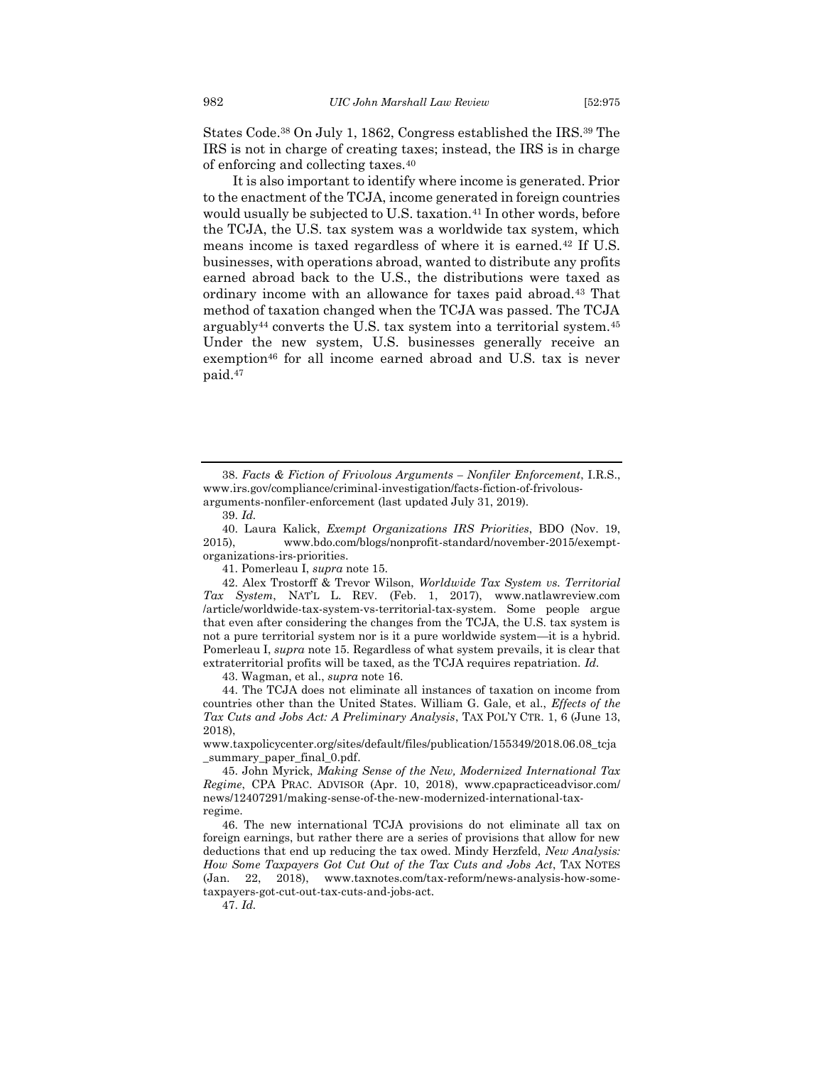States Code.[38] On July 1, 1862, Congress established the IRS.[39] The IRS is not in charge of creating taxes; instead, the IRS is in charge of enforcing and collecting taxes.[40]

It is also important to identify where income is generated. Prior to the enactment of the TCJA, income generated in foreign countries would usually be subjected to U.S. taxation.[41] In other words, before the TCJA, the U.S. tax system was a worldwide tax system, which means income is taxed regardless of where it is earned.[42] If U.S. businesses, with operations abroad, wanted to distribute any profits earned abroad back to the U.S., the distributions were taxed as ordinary income with an allowance for taxes paid abroad.[43] That method of taxation changed when the TCJA was passed. The TCJA arguably[44] converts the U.S. tax system into a territorial system.[45] Under the new system, U.S. businesses generally receive an exemption[46] for all income earned abroad and U.S. tax is never paid.[47]

---

38. *Facts & Fiction of Frivolous Arguments – Nonfiler Enforcement*, I.R.S., www.irs.gov/compliance/criminal-investigation/facts-fiction-of-frivolous-arguments-nonfiler-enforcement (last updated July 31, 2019).

39. *Id.*

40. Laura Kalick, *Exempt Organizations IRS Priorities*, BDO (Nov. 19, 2015), www.bdo.com/blogs/nonprofit-standard/november-2015/exempt-organizations-irs-priorities.

41. Pomerleau I, *supra* note 15.

42. Alex Trostorff & Trevor Wilson, *Worldwide Tax System vs. Territorial Tax System*, NAT'L L. REV. (Feb. 1, 2017), www.natlawreview.com/article/worldwide-tax-system-vs-territorial-tax-system. Some people argue that even after considering the changes from the TCJA, the U.S. tax system is not a pure territorial system nor is it a pure worldwide system—it is a hybrid. Pomerleau I, *supra* note 15. Regardless of what system prevails, it is clear that extraterritorial profits will be taxed, as the TCJA requires repatriation. *Id.*

43. Wagman, et al., *supra* note 16.

44. The TCJA does not eliminate all instances of taxation on income from countries other than the United States. William G. Gale, et al., *Effects of the Tax Cuts and Jobs Act: A Preliminary Analysis*, TAX POL'Y CTR. 1, 6 (June 13, 2018), www.taxpolicycenter.org/sites/default/files/publication/155349/2018.06.08_tcja_summary_paper_final_0.pdf.

45. John Myrick, *Making Sense of the New, Modernized International Tax Regime*, CPA PRAC. ADVISOR (Apr. 10, 2018), www.cpapracticeadvisor.com/news/12407291/making-sense-of-the-new-modernized-international-tax-regime.

46. The new international TCJA provisions do not eliminate all tax on foreign earnings, but rather there are a series of provisions that allow for new deductions that end up reducing the tax owed. Mindy Herzfeld, *New Analysis: How Some Taxpayers Got Cut Out of the Tax Cuts and Jobs Act*, TAX NOTES (Jan. 22, 2018), www.taxnotes.com/tax-reform/news-analysis-how-some-taxpayers-got-cut-out-tax-cuts-and-jobs-act.

47. *Id.*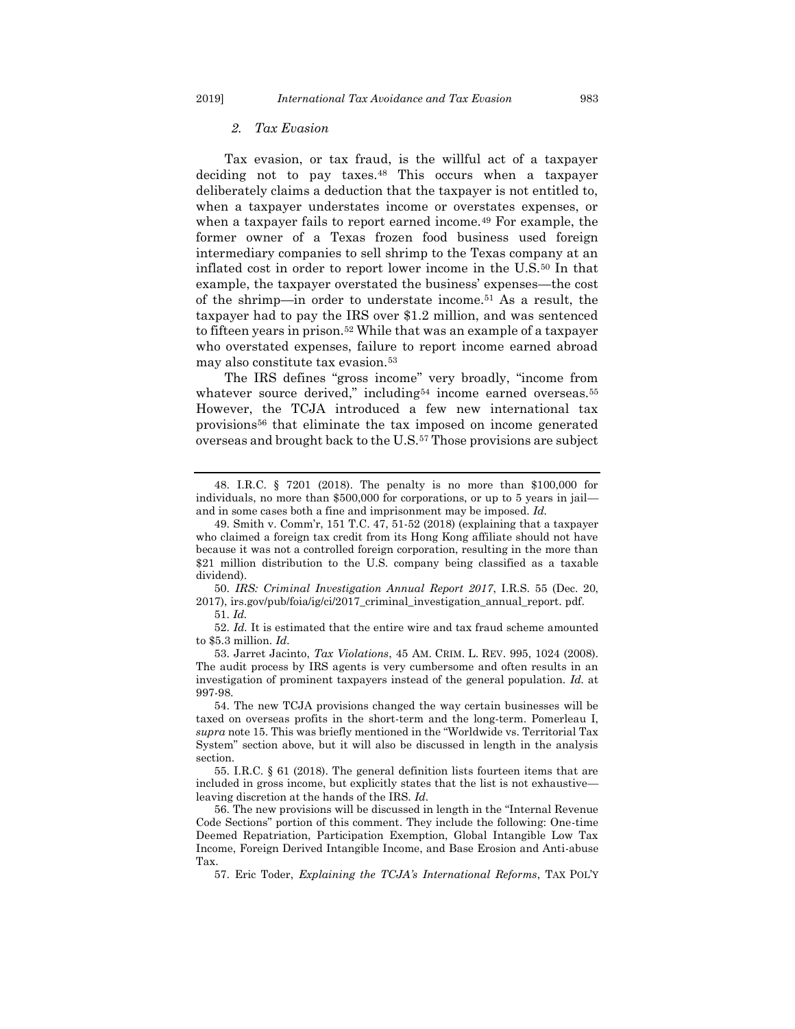### *2. Tax Evasion*

Tax evasion, or tax fraud, is the willful act of a taxpayer deciding not to pay taxes.[48] This occurs when a taxpayer deliberately claims a deduction that the taxpayer is not entitled to, when a taxpayer understates income or overstates expenses, or when a taxpayer fails to report earned income.[49] For example, the former owner of a Texas frozen food business used foreign intermediary companies to sell shrimp to the Texas company at an inflated cost in order to report lower income in the U.S.[50] In that example, the taxpayer overstated the business' expenses—the cost of the shrimp—in order to understate income.[51] As a result, the taxpayer had to pay the IRS over $1.2 million, and was sentenced to fifteen years in prison.[52] While that was an example of a taxpayer who overstated expenses, failure to report income earned abroad may also constitute tax evasion.[53]

The IRS defines "gross income" very broadly, "income from whatever source derived," including[54] income earned overseas.[55] However, the TCJA introduced a few new international tax provisions[56] that eliminate the tax imposed on income generated overseas and brought back to the U.S.[57] Those provisions are subject

---

48. I.R.C. § 7201 (2018). The penalty is no more than $100,000 for individuals, no more than $500,000 for corporations, or up to 5 years in jail—and in some cases both a fine and imprisonment may be imposed. *Id.*

49. Smith v. Comm'r, 151 T.C. 47, 51-52 (2018) (explaining that a taxpayer who claimed a foreign tax credit from its Hong Kong affiliate should not have because it was not a controlled foreign corporation, resulting in the more than $21 million distribution to the U.S. company being classified as a taxable dividend).

50. *IRS: Criminal Investigation Annual Report 2017*, I.R.S. 55 (Dec. 20, 2017), irs.gov/pub/foia/ig/ci/2017_criminal_investigation_annual_report. pdf.

51. *Id.*

52. *Id.* It is estimated that the entire wire and tax fraud scheme amounted to $5.3 million. *Id.*

53. Jarret Jacinto, *Tax Violations*, 45 AM. CRIM. L. REV. 995, 1024 (2008). The audit process by IRS agents is very cumbersome and often results in an investigation of prominent taxpayers instead of the general population. *Id.* at 997-98.

54. The new TCJA provisions changed the way certain businesses will be taxed on overseas profits in the short-term and the long-term. Pomerleau I, *supra* note 15. This was briefly mentioned in the "Worldwide vs. Territorial Tax System" section above, but it will also be discussed in length in the analysis section.

55. I.R.C. § 61 (2018). The general definition lists fourteen items that are included in gross income, but explicitly states that the list is not exhaustive—leaving discretion at the hands of the IRS. *Id.*

56. The new provisions will be discussed in length in the "Internal Revenue Code Sections" portion of this comment. They include the following: One-time Deemed Repatriation, Participation Exemption, Global Intangible Low Tax Income, Foreign Derived Intangible Income, and Base Erosion and Anti-abuse Tax.

57. Eric Toder, *Explaining the TCJA's International Reforms*, TAX POL'Y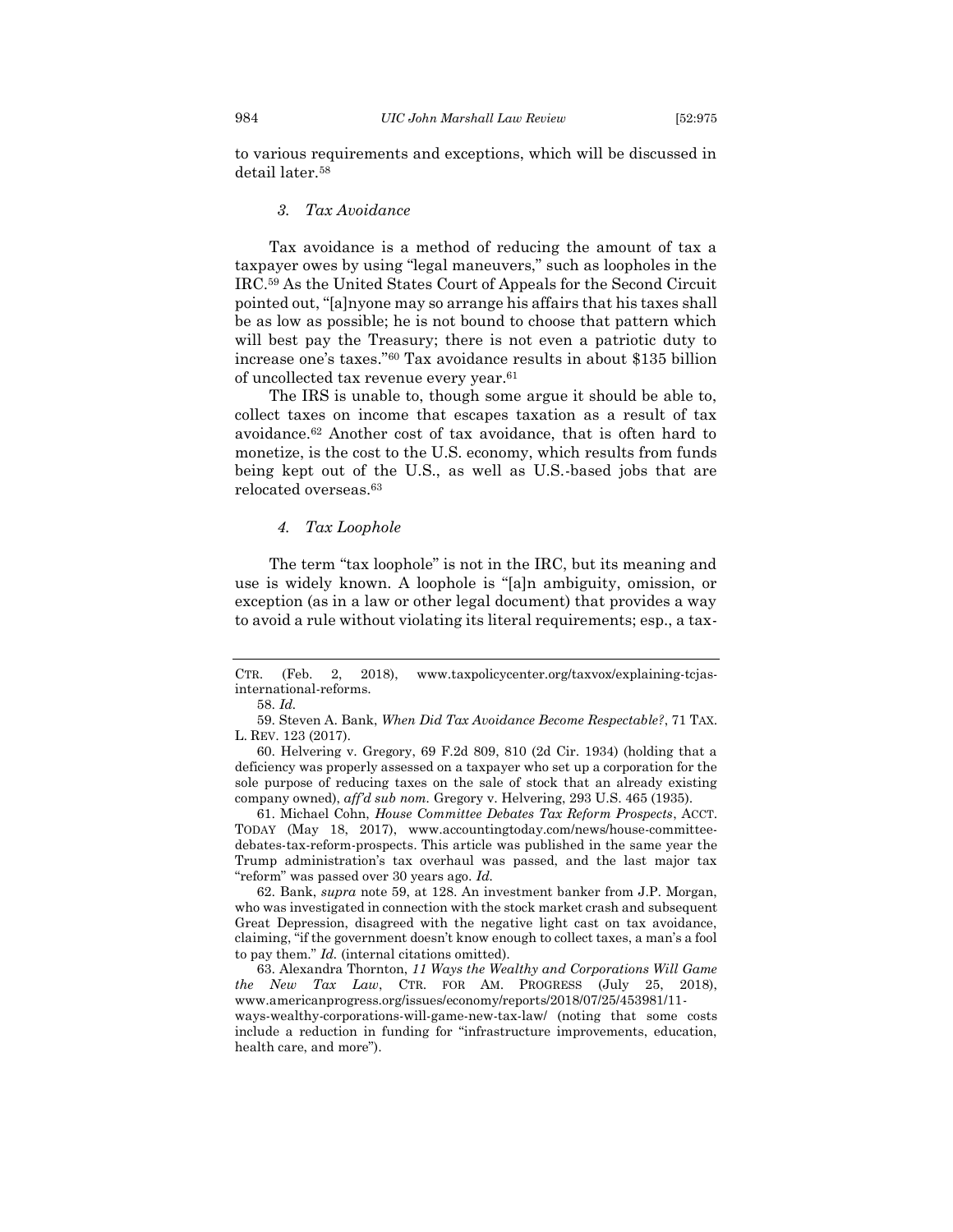to various requirements and exceptions, which will be discussed in detail later.[58]

### *3. Tax Avoidance*

Tax avoidance is a method of reducing the amount of tax a taxpayer owes by using "legal maneuvers," such as loopholes in the IRC.[59] As the United States Court of Appeals for the Second Circuit pointed out, "[a]nyone may so arrange his affairs that his taxes shall be as low as possible; he is not bound to choose that pattern which will best pay the Treasury; there is not even a patriotic duty to increase one's taxes."[60] Tax avoidance results in about $135 billion of uncollected tax revenue every year.[61]

The IRS is unable to, though some argue it should be able to, collect taxes on income that escapes taxation as a result of tax avoidance.[62] Another cost of tax avoidance, that is often hard to monetize, is the cost to the U.S. economy, which results from funds being kept out of the U.S., as well as U.S.-based jobs that are relocated overseas.[63]

### *4. Tax Loophole*

The term "tax loophole" is not in the IRC, but its meaning and use is widely known. A loophole is "[a]n ambiguity, omission, or exception (as in a law or other legal document) that provides a way to avoid a rule without violating its literal requirements; esp., a tax-

---

CTR. (Feb. 2, 2018), www.taxpolicycenter.org/taxvox/explaining-tcjas-international-reforms.

58. *Id.*

59. Steven A. Bank, *When Did Tax Avoidance Become Respectable?*, 71 TAX. L. REV. 123 (2017).

60. Helvering v. Gregory, 69 F.2d 809, 810 (2d Cir. 1934) (holding that a deficiency was properly assessed on a taxpayer who set up a corporation for the sole purpose of reducing taxes on the sale of stock that an already existing company owned), *aff'd sub nom.* Gregory v. Helvering, 293 U.S. 465 (1935).

61. Michael Cohn, *House Committee Debates Tax Reform Prospects*, ACCT. TODAY (May 18, 2017), www.accountingtoday.com/news/house-committee-debates-tax-reform-prospects. This article was published in the same year the Trump administration's tax overhaul was passed, and the last major tax "reform" was passed over 30 years ago. *Id.*

62. Bank, *supra* note 59, at 128. An investment banker from J.P. Morgan, who was investigated in connection with the stock market crash and subsequent Great Depression, disagreed with the negative light cast on tax avoidance, claiming, "if the government doesn't know enough to collect taxes, a man's a fool to pay them." *Id.* (internal citations omitted).

63. Alexandra Thornton, *11 Ways the Wealthy and Corporations Will Game the New Tax Law*, CTR. FOR AM. PROGRESS (July 25, 2018), www.americanprogress.org/issues/economy/reports/2018/07/25/453981/11-ways-wealthy-corporations-will-game-new-tax-law/ (noting that some costs include a reduction in funding for "infrastructure improvements, education, health care, and more").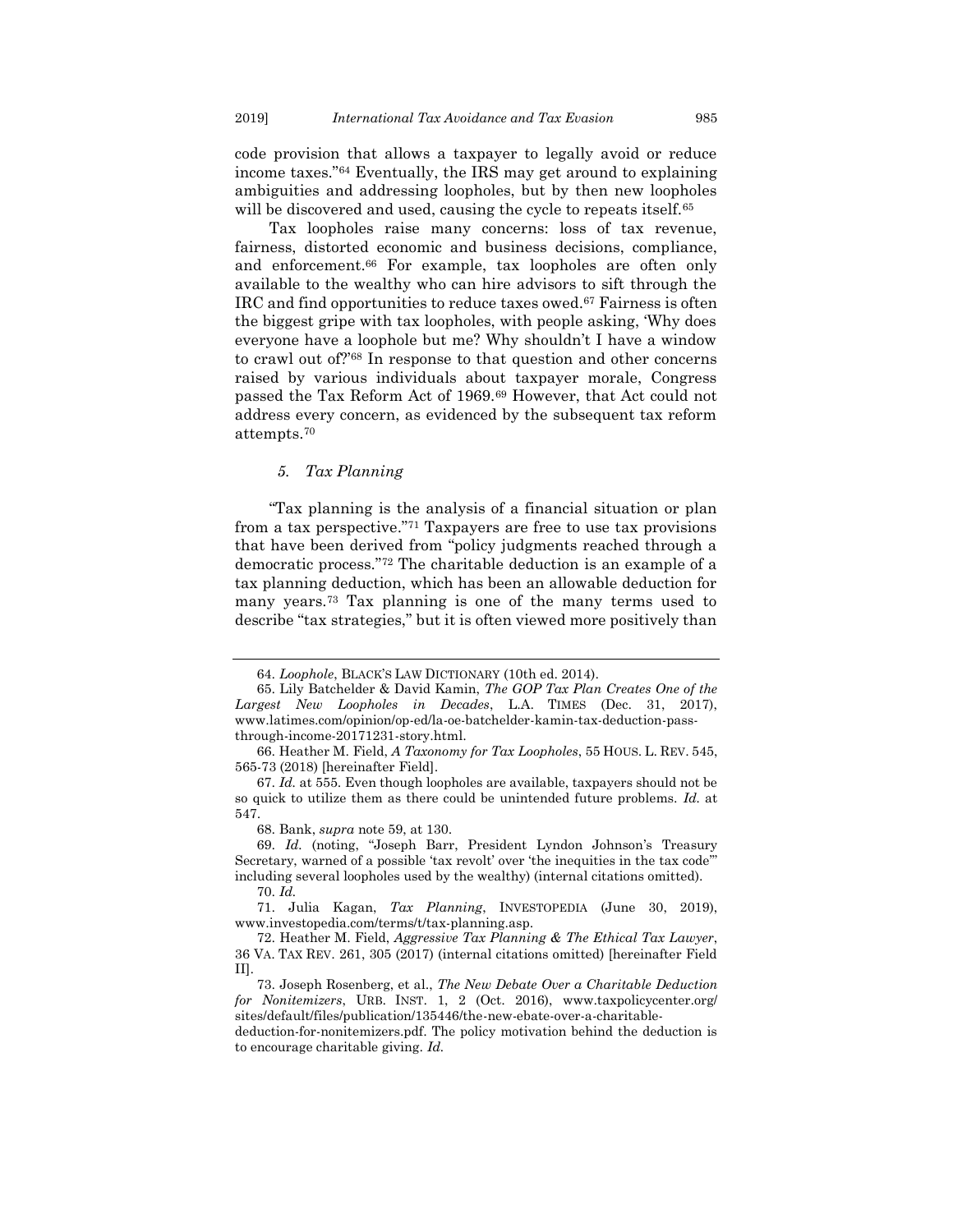code provision that allows a taxpayer to legally avoid or reduce income taxes."[64] Eventually, the IRS may get around to explaining ambiguities and addressing loopholes, but by then new loopholes will be discovered and used, causing the cycle to repeats itself.[65]

Tax loopholes raise many concerns: loss of tax revenue, fairness, distorted economic and business decisions, compliance, and enforcement.[66] For example, tax loopholes are often only available to the wealthy who can hire advisors to sift through the IRC and find opportunities to reduce taxes owed.[67] Fairness is often the biggest gripe with tax loopholes, with people asking, 'Why does everyone have a loophole but me? Why shouldn't I have a window to crawl out of?'[68] In response to that question and other concerns raised by various individuals about taxpayer morale, Congress passed the Tax Reform Act of 1969.[69] However, that Act could not address every concern, as evidenced by the subsequent tax reform attempts.[70]

### *5. Tax Planning*

"Tax planning is the analysis of a financial situation or plan from a tax perspective."[71] Taxpayers are free to use tax provisions that have been derived from "policy judgments reached through a democratic process."[72] The charitable deduction is an example of a tax planning deduction, which has been an allowable deduction for many years.[73] Tax planning is one of the many terms used to describe "tax strategies," but it is often viewed more positively than

---

64. *Loophole*, BLACK'S LAW DICTIONARY (10th ed. 2014).

65. Lily Batchelder & David Kamin, *The GOP Tax Plan Creates One of the Largest New Loopholes in Decades*, L.A. TIMES (Dec. 31, 2017), www.latimes.com/opinion/op-ed/la-oe-batchelder-kamin-tax-deduction-pass-through-income-20171231-story.html.

66. Heather M. Field, *A Taxonomy for Tax Loopholes*, 55 HOUS. L. REV. 545, 565-73 (2018) [hereinafter Field].

67. *Id.* at 555. Even though loopholes are available, taxpayers should not be so quick to utilize them as there could be unintended future problems. *Id.* at 547.

68. Bank, *supra* note 59, at 130.

69. *Id.* (noting, "Joseph Barr, President Lyndon Johnson's Treasury Secretary, warned of a possible 'tax revolt' over 'the inequities in the tax code'" including several loopholes used by the wealthy) (internal citations omitted).

70. *Id.*

71. Julia Kagan, *Tax Planning*, INVESTOPEDIA (June 30, 2019), www.investopedia.com/terms/t/tax-planning.asp.

72. Heather M. Field, *Aggressive Tax Planning & The Ethical Tax Lawyer*, 36 VA. TAX REV. 261, 305 (2017) (internal citations omitted) [hereinafter Field II].

73. Joseph Rosenberg, et al., *The New Debate Over a Charitable Deduction for Nonitemizers*, URB. INST. 1, 2 (Oct. 2016), www.taxpolicycenter.org/sites/default/files/publication/135446/the-new-ebate-over-a-charitable-deduction-for-nonitemizers.pdf. The policy motivation behind the deduction is to encourage charitable giving. *Id.*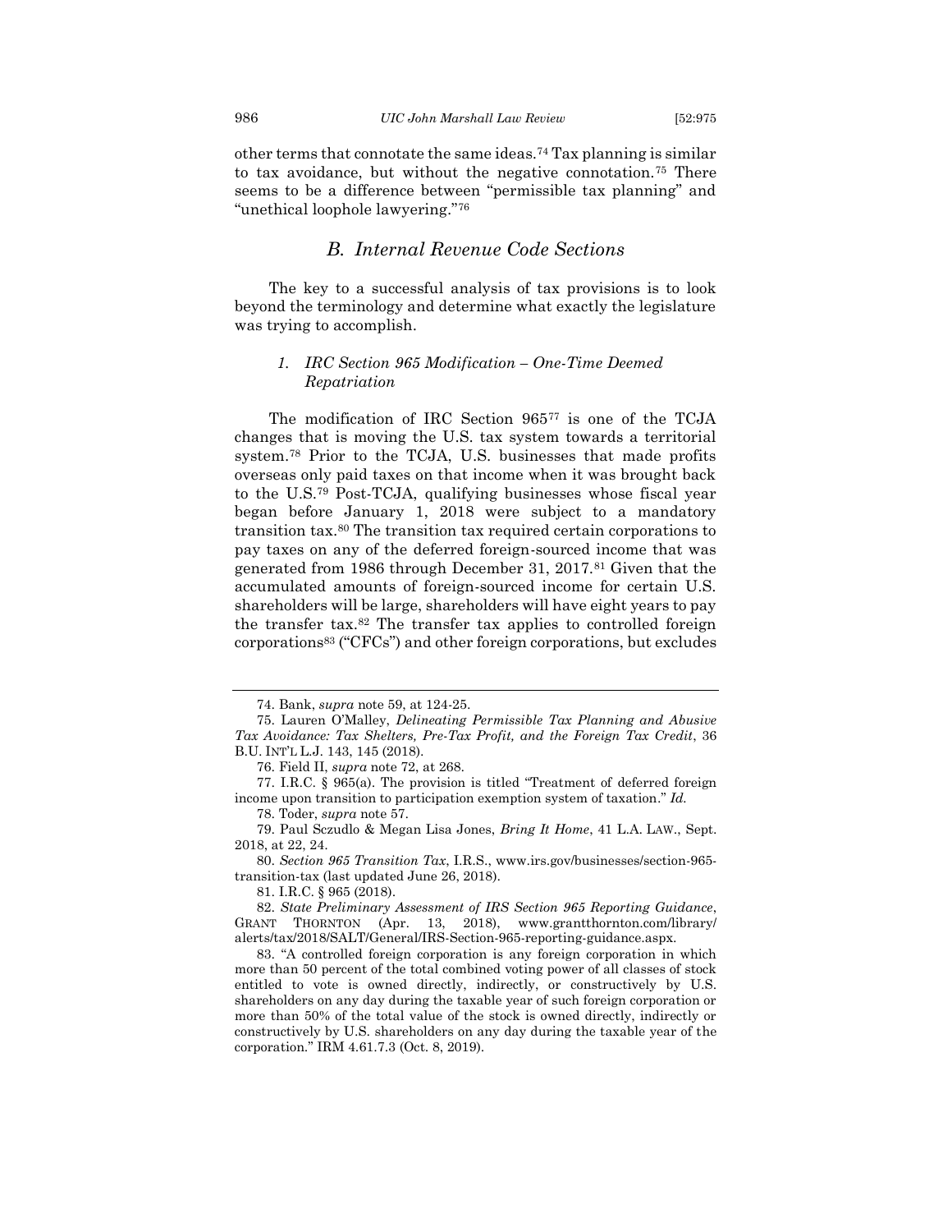other terms that connotate the same ideas.[74] Tax planning is similar to tax avoidance, but without the negative connotation.[75] There seems to be a difference between "permissible tax planning" and "unethical loophole lawyering."[76]

## B. Internal Revenue Code Sections

The key to a successful analysis of tax provisions is to look beyond the terminology and determine what exactly the legislature was trying to accomplish.

### 1. IRC Section 965 Modification – One-Time Deemed Repatriation

The modification of IRC Section 965[77] is one of the TCJA changes that is moving the U.S. tax system towards a territorial system.[78] Prior to the TCJA, U.S. businesses that made profits overseas only paid taxes on that income when it was brought back to the U.S.[79] Post-TCJA, qualifying businesses whose fiscal year began before January 1, 2018 were subject to a mandatory transition tax.[80] The transition tax required certain corporations to pay taxes on any of the deferred foreign-sourced income that was generated from 1986 through December 31, 2017.[81] Given that the accumulated amounts of foreign-sourced income for certain U.S. shareholders will be large, shareholders will have eight years to pay the transfer tax.[82] The transfer tax applies to controlled foreign corporations[83] ("CFCs") and other foreign corporations, but excludes

---

74. Bank, *supra* note 59, at 124-25.

75. Lauren O'Malley, *Delineating Permissible Tax Planning and Abusive Tax Avoidance: Tax Shelters, Pre-Tax Profit, and the Foreign Tax Credit*, 36 B.U. INT'L L.J. 143, 145 (2018).

76. Field II, *supra* note 72, at 268.

77. I.R.C. § 965(a). The provision is titled "Treatment of deferred foreign income upon transition to participation exemption system of taxation." *Id.*

78. Toder, *supra* note 57.

79. Paul Sczudlo & Megan Lisa Jones, *Bring It Home*, 41 L.A. LAW., Sept. 2018, at 22, 24.

80. *Section 965 Transition Tax*, I.R.S., www.irs.gov/businesses/section-965-transition-tax (last updated June 26, 2018).

81. I.R.C. § 965 (2018).

82. *State Preliminary Assessment of IRS Section 965 Reporting Guidance*, GRANT THORNTON (Apr. 13, 2018), www.grantthornton.com/library/alerts/tax/2018/SALT/General/IRS-Section-965-reporting-guidance.aspx.

83. "A controlled foreign corporation is any foreign corporation in which more than 50 percent of the total combined voting power of all classes of stock entitled to vote is owned directly, indirectly, or constructively by U.S. shareholders on any day during the taxable year of such foreign corporation or more than 50% of the total value of the stock is owned directly, indirectly or constructively by U.S. shareholders on any day during the taxable year of the corporation." IRM 4.61.7.3 (Oct. 8, 2019).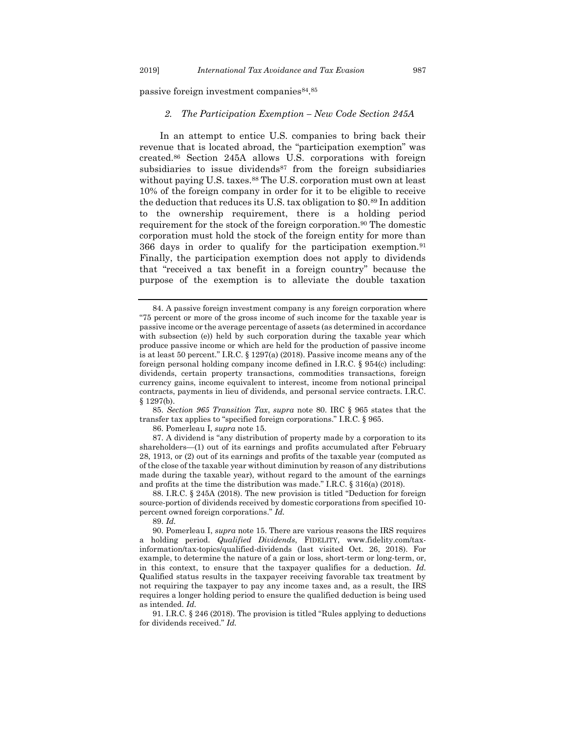passive foreign investment companies[84].[85]

### *2. The Participation Exemption – New Code Section 245A*

In an attempt to entice U.S. companies to bring back their revenue that is located abroad, the "participation exemption" was created.[86] Section 245A allows U.S. corporations with foreign subsidiaries to issue dividends[87] from the foreign subsidiaries without paying U.S. taxes.[88] The U.S. corporation must own at least 10% of the foreign company in order for it to be eligible to receive the deduction that reduces its U.S. tax obligation to $0.[89] In addition to the ownership requirement, there is a holding period requirement for the stock of the foreign corporation.[90] The domestic corporation must hold the stock of the foreign entity for more than 366 days in order to qualify for the participation exemption.[91] Finally, the participation exemption does not apply to dividends that "received a tax benefit in a foreign country" because the purpose of the exemption is to alleviate the double taxation

---

84. A passive foreign investment company is any foreign corporation where "75 percent or more of the gross income of such income for the taxable year is passive income or the average percentage of assets (as determined in accordance with subsection (e)) held by such corporation during the taxable year which produce passive income or which are held for the production of passive income is at least 50 percent." I.R.C. § 1297(a) (2018). Passive income means any of the foreign personal holding company income defined in I.R.C. § 954(c) including: dividends, certain property transactions, commodities transactions, foreign currency gains, income equivalent to interest, income from notional principal contracts, payments in lieu of dividends, and personal service contracts. I.R.C. § 1297(b).

85. *Section 965 Transition Tax*, *supra* note 80. IRC § 965 states that the transfer tax applies to "specified foreign corporations." I.R.C. § 965.

86. Pomerleau I, *supra* note 15.

87. A dividend is "any distribution of property made by a corporation to its shareholders—(1) out of its earnings and profits accumulated after February 28, 1913, or (2) out of its earnings and profits of the taxable year (computed as of the close of the taxable year without diminution by reason of any distributions made during the taxable year), without regard to the amount of the earnings and profits at the time the distribution was made." I.R.C. § 316(a) (2018).

88. I.R.C. § 245A (2018). The new provision is titled "Deduction for foreign source-portion of dividends received by domestic corporations from specified 10-percent owned foreign corporations." *Id.*

89. *Id.*

90. Pomerleau I, *supra* note 15. There are various reasons the IRS requires a holding period. *Qualified Dividends*, FIDELITY, www.fidelity.com/tax-information/tax-topics/qualified-dividends (last visited Oct. 26, 2018). For example, to determine the nature of a gain or loss, short-term or long-term, or, in this context, to ensure that the taxpayer qualifies for a deduction. *Id.* Qualified status results in the taxpayer receiving favorable tax treatment by not requiring the taxpayer to pay any income taxes and, as a result, the IRS requires a longer holding period to ensure the qualified deduction is being used as intended. *Id.*

91. I.R.C. § 246 (2018). The provision is titled "Rules applying to deductions for dividends received." *Id.*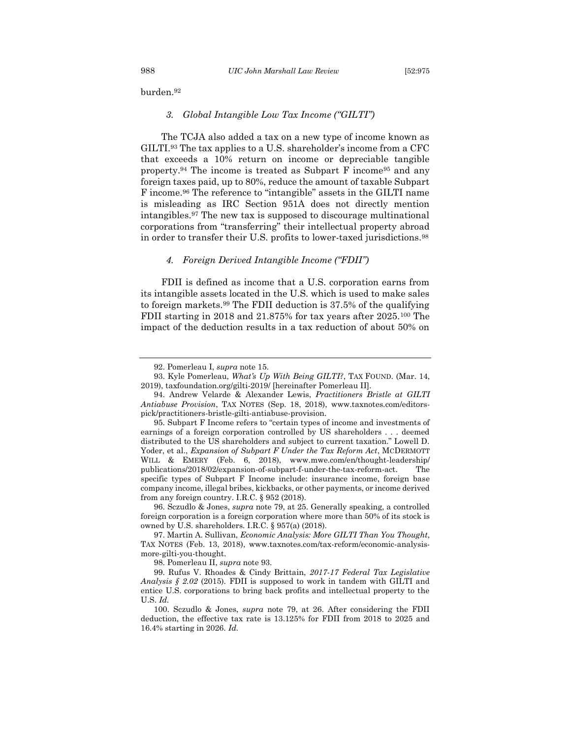burden.[92]

### 3. Global Intangible Low Tax Income ("GILTI")

The TCJA also added a tax on a new type of income known as GILTI.[93] The tax applies to a U.S. shareholder's income from a CFC that exceeds a 10% return on income or depreciable tangible property.[94] The income is treated as Subpart F income[95] and any foreign taxes paid, up to 80%, reduce the amount of taxable Subpart F income.[96] The reference to "intangible" assets in the GILTI name is misleading as IRC Section 951A does not directly mention intangibles.[97] The new tax is supposed to discourage multinational corporations from "transferring" their intellectual property abroad in order to transfer their U.S. profits to lower-taxed jurisdictions.[98]

### 4. Foreign Derived Intangible Income ("FDII")

FDII is defined as income that a U.S. corporation earns from its intangible assets located in the U.S. which is used to make sales to foreign markets.[99] The FDII deduction is 37.5% of the qualifying FDII starting in 2018 and 21.875% for tax years after 2025.[100] The impact of the deduction results in a tax reduction of about 50% on

---

92. Pomerleau I, *supra* note 15.

93. Kyle Pomerleau, *What's Up With Being GILTI?*, TAX FOUND. (Mar. 14, 2019), taxfoundation.org/gilti-2019/ [hereinafter Pomerleau II].

94. Andrew Velarde & Alexander Lewis, *Practitioners Bristle at GILTI Antiabuse Provision*, TAX NOTES (Sep. 18, 2018), www.taxnotes.com/editors-pick/practitioners-bristle-gilti-antiabuse-provision.

95. Subpart F Income refers to "certain types of income and investments of earnings of a foreign corporation controlled by US shareholders . . . deemed distributed to the US shareholders and subject to current taxation." Lowell D. Yoder, et al., *Expansion of Subpart F Under the Tax Reform Act*, MCDERMOTT WILL & EMERY (Feb. 6, 2018), www.mwe.com/en/thought-leadership/publications/2018/02/expansion-of-subpart-f-under-the-tax-reform-act. The specific types of Subpart F Income include: insurance income, foreign base company income, illegal bribes, kickbacks, or other payments, or income derived from any foreign country. I.R.C. § 952 (2018).

96. Sczudlo & Jones, *supra* note 79, at 25. Generally speaking, a controlled foreign corporation is a foreign corporation where more than 50% of its stock is owned by U.S. shareholders. I.R.C. § 957(a) (2018).

97. Martin A. Sullivan, *Economic Analysis: More GILTI Than You Thought*, TAX NOTES (Feb. 13, 2018), www.taxnotes.com/tax-reform/economic-analysis-more-gilti-you-thought.

98. Pomerleau II, *supra* note 93.

99. Rufus V. Rhoades & Cindy Brittain, *2017-17 Federal Tax Legislative Analysis § 2.02* (2015). FDII is supposed to work in tandem with GILTI and entice U.S. corporations to bring back profits and intellectual property to the U.S. *Id.*

100. Sczudlo & Jones, *supra* note 79, at 26. After considering the FDII deduction, the effective tax rate is 13.125% for FDII from 2018 to 2025 and 16.4% starting in 2026. *Id.*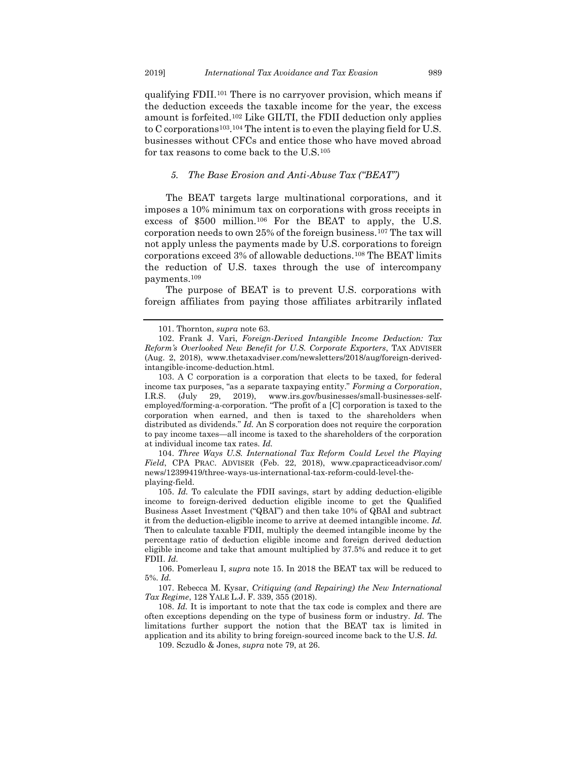qualifying FDII.[101] There is no carryover provision, which means if the deduction exceeds the taxable income for the year, the excess amount is forfeited.[102] Like GILTI, the FDII deduction only applies to C corporations[103].[104] The intent is to even the playing field for U.S. businesses without CFCs and entice those who have moved abroad for tax reasons to come back to the U.S.[105]

### *5. The Base Erosion and Anti-Abuse Tax ("BEAT")*

The BEAT targets large multinational corporations, and it imposes a 10% minimum tax on corporations with gross receipts in excess of $500 million.[106] For the BEAT to apply, the U.S. corporation needs to own 25% of the foreign business.[107] The tax will not apply unless the payments made by U.S. corporations to foreign corporations exceed 3% of allowable deductions.[108] The BEAT limits the reduction of U.S. taxes through the use of intercompany payments.[109]

The purpose of BEAT is to prevent U.S. corporations with foreign affiliates from paying those affiliates arbitrarily inflated

---

101. Thornton, *supra* note 63.

102. Frank J. Vari, *Foreign-Derived Intangible Income Deduction: Tax Reform's Overlooked New Benefit for U.S. Corporate Exporters*, TAX ADVISER (Aug. 2, 2018), www.thetaxadviser.com/newsletters/2018/aug/foreign-derived-intangible-income-deduction.html.

103. A C corporation is a corporation that elects to be taxed, for federal income tax purposes, "as a separate taxpaying entity." *Forming a Corporation*, I.R.S. (July 29, 2019), www.irs.gov/businesses/small-businesses-self-employed/forming-a-corporation. "The profit of a [C] corporation is taxed to the corporation when earned, and then is taxed to the shareholders when distributed as dividends." *Id.* An S corporation does not require the corporation to pay income taxes—all income is taxed to the shareholders of the corporation at individual income tax rates. *Id.*

104. *Three Ways U.S. International Tax Reform Could Level the Playing Field*, CPA PRAC. ADVISER (Feb. 22, 2018), www.cpapracticeadvisor.com/news/12399419/three-ways-us-international-tax-reform-could-level-the-playing-field.

105. *Id.* To calculate the FDII savings, start by adding deduction-eligible income to foreign-derived deduction eligible income to get the Qualified Business Asset Investment ("QBAI") and then take 10% of QBAI and subtract it from the deduction-eligible income to arrive at deemed intangible income. *Id.* Then to calculate taxable FDII, multiply the deemed intangible income by the percentage ratio of deduction eligible income and foreign derived deduction eligible income and take that amount multiplied by 37.5% and reduce it to get FDII. *Id.*

106. Pomerleau I, *supra* note 15. In 2018 the BEAT tax will be reduced to 5%. *Id.*

107. Rebecca M. Kysar, *Critiquing (and Repairing) the New International Tax Regime*, 128 YALE L.J. F. 339, 355 (2018).

108. *Id.* It is important to note that the tax code is complex and there are often exceptions depending on the type of business form or industry. *Id.* The limitations further support the notion that the BEAT tax is limited in application and its ability to bring foreign-sourced income back to the U.S. *Id.*

109. Sczudlo & Jones, *supra* note 79, at 26.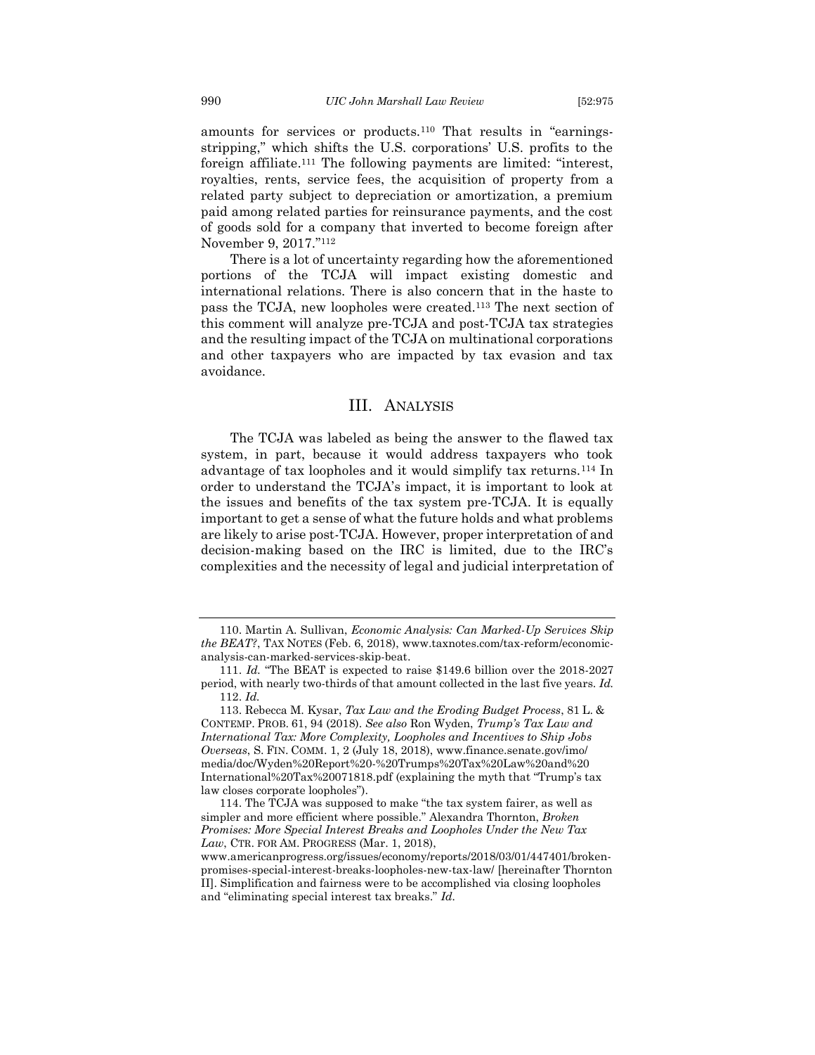amounts for services or products.[110] That results in "earnings-stripping," which shifts the U.S. corporations' U.S. profits to the foreign affiliate.[111] The following payments are limited: "interest, royalties, rents, service fees, the acquisition of property from a related party subject to depreciation or amortization, a premium paid among related parties for reinsurance payments, and the cost of goods sold for a company that inverted to become foreign after November 9, 2017."[112]

There is a lot of uncertainty regarding how the aforementioned portions of the TCJA will impact existing domestic and international relations. There is also concern that in the haste to pass the TCJA, new loopholes were created.[113] The next section of this comment will analyze pre-TCJA and post-TCJA tax strategies and the resulting impact of the TCJA on multinational corporations and other taxpayers who are impacted by tax evasion and tax avoidance.

## III. Analysis

The TCJA was labeled as being the answer to the flawed tax system, in part, because it would address taxpayers who took advantage of tax loopholes and it would simplify tax returns.[114] In order to understand the TCJA's impact, it is important to look at the issues and benefits of the tax system pre-TCJA. It is equally important to get a sense of what the future holds and what problems are likely to arise post-TCJA. However, proper interpretation of and decision-making based on the IRC is limited, due to the IRC's complexities and the necessity of legal and judicial interpretation of

---

110. Martin A. Sullivan, *Economic Analysis: Can Marked-Up Services Skip the BEAT?*, TAX NOTES (Feb. 6, 2018), www.taxnotes.com/tax-reform/economic-analysis-can-marked-up-services-skip-beat.

111. *Id.* "The BEAT is expected to raise $149.6 billion over the 2018-2027 period, with nearly two-thirds of that amount collected in the last five years. *Id.*

112. *Id.*

113. Rebecca M. Kysar, *Tax Law and the Eroding Budget Process*, 81 L. & CONTEMP. PROB. 61, 94 (2018). *See also* Ron Wyden, *Trump's Tax Law and International Tax: More Complexity, Loopholes and Incentives to Ship Jobs Overseas*, S. FIN. COMM. 1, 2 (July 18, 2018), www.finance.senate.gov/imo/media/doc/Wyden%20Report%20-%20Trumps%20Tax%20Law%20and%20International%20Tax%20071818.pdf (explaining the myth that "Trump's tax law closes corporate loopholes").

114. The TCJA was supposed to make "the tax system fairer, as well as simpler and more efficient where possible." Alexandra Thornton, *Broken Promises: More Special Interest Breaks and Loopholes Under the New Tax Law*, CTR. FOR AM. PROGRESS (Mar. 1, 2018), www.americanprogress.org/issues/economy/reports/2018/03/01/447401/broken-promises-special-interest-breaks-loopholes-new-tax-law/ [hereinafter Thornton II]. Simplification and fairness were to be accomplished via closing loopholes and "eliminating special interest tax breaks." *Id.*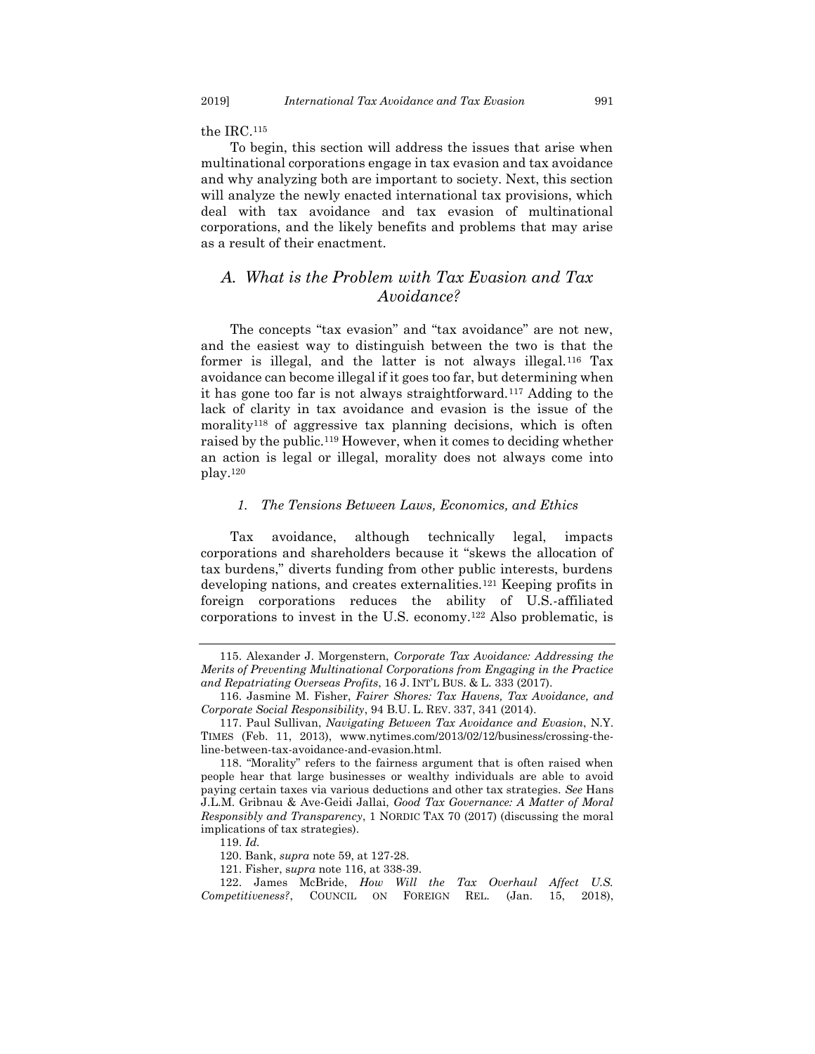the IRC.[115]

To begin, this section will address the issues that arise when multinational corporations engage in tax evasion and tax avoidance and why analyzing both are important to society. Next, this section will analyze the newly enacted international tax provisions, which deal with tax avoidance and tax evasion of multinational corporations, and the likely benefits and problems that may arise as a result of their enactment.

## *A. What is the Problem with Tax Evasion and Tax Avoidance?*

The concepts "tax evasion" and "tax avoidance" are not new, and the easiest way to distinguish between the two is that the former is illegal, and the latter is not always illegal.[116] Tax avoidance can become illegal if it goes too far, but determining when it has gone too far is not always straightforward.[117] Adding to the lack of clarity in tax avoidance and evasion is the issue of the morality[118] of aggressive tax planning decisions, which is often raised by the public.[119] However, when it comes to deciding whether an action is legal or illegal, morality does not always come into play.[120]

### *1. The Tensions Between Laws, Economics, and Ethics*

Tax avoidance, although technically legal, impacts corporations and shareholders because it "skews the allocation of tax burdens," diverts funding from other public interests, burdens developing nations, and creates externalities.[121] Keeping profits in foreign corporations reduces the ability of U.S.-affiliated corporations to invest in the U.S. economy.[122] Also problematic, is

---

115. Alexander J. Morgenstern, *Corporate Tax Avoidance: Addressing the Merits of Preventing Multinational Corporations from Engaging in the Practice and Repatriating Overseas Profits*, 16 J. INT'L BUS. & L. 333 (2017).

116. Jasmine M. Fisher, *Fairer Shores: Tax Havens, Tax Avoidance, and Corporate Social Responsibility*, 94 B.U. L. REV. 337, 341 (2014).

117. Paul Sullivan, *Navigating Between Tax Avoidance and Evasion*, N.Y. TIMES (Feb. 11, 2013), www.nytimes.com/2013/02/12/business/crossing-the-line-between-tax-avoidance-and-evasion.html.

118. "Morality" refers to the fairness argument that is often raised when people hear that large businesses or wealthy individuals are able to avoid paying certain taxes via various deductions and other tax strategies. *See* Hans J.L.M. Gribnau & Ave-Geidi Jallai, *Good Tax Governance: A Matter of Moral Responsibly and Transparency*, 1 NORDIC TAX 70 (2017) (discussing the moral implications of tax strategies).

119. *Id.*

120. Bank, *supra* note 59, at 127-28.

121. Fisher, *supra* note 116, at 338-39.

122. James McBride, *How Will the Tax Overhaul Affect U.S. Competitiveness?*, COUNCIL ON FOREIGN REL. (Jan. 15, 2018),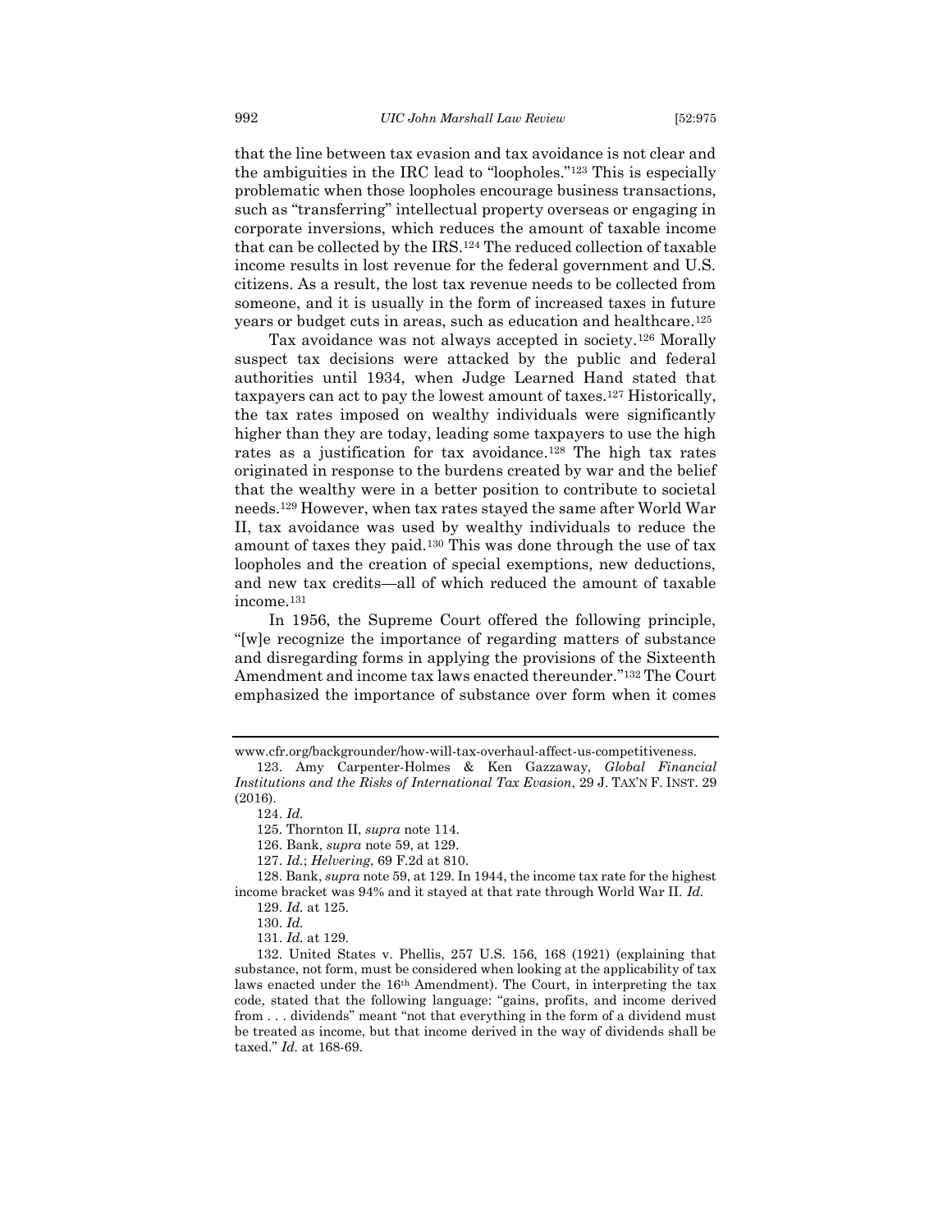that the line between tax evasion and tax avoidance is not clear and the ambiguities in the IRC lead to "loopholes."[123] This is especially problematic when those loopholes encourage business transactions, such as "transferring" intellectual property overseas or engaging in corporate inversions, which reduces the amount of taxable income that can be collected by the IRS.[124] The reduced collection of taxable income results in lost revenue for the federal government and U.S. citizens. As a result, the lost tax revenue needs to be collected from someone, and it is usually in the form of increased taxes in future years or budget cuts in areas, such as education and healthcare.[125]

Tax avoidance was not always accepted in society.[126] Morally suspect tax decisions were attacked by the public and federal authorities until 1934, when Judge Learned Hand stated that taxpayers can act to pay the lowest amount of taxes.[127] Historically, the tax rates imposed on wealthy individuals were significantly higher than they are today, leading some taxpayers to use the high rates as a justification for tax avoidance.[128] The high tax rates originated in response to the burdens created by war and the belief that the wealthy were in a better position to contribute to societal needs.[129] However, when tax rates stayed the same after World War II, tax avoidance was used by wealthy individuals to reduce the amount of taxes they paid.[130] This was done through the use of tax loopholes and the creation of special exemptions, new deductions, and new tax credits—all of which reduced the amount of taxable income.[131]

In 1956, the Supreme Court offered the following principle, "[w]e recognize the importance of regarding matters of substance and disregarding forms in applying the provisions of the Sixteenth Amendment and income tax laws enacted thereunder."[132] The Court emphasized the importance of substance over form when it comes

---

www.cfr.org/backgrounder/how-will-tax-overhaul-affect-us-competitiveness.

123. Amy Carpenter-Holmes & Ken Gazzaway, *Global Financial Institutions and the Risks of International Tax Evasion*, 29 J. TAX'N F. INST. 29 (2016).

124. *Id.*

125. Thornton II, *supra* note 114.

126. Bank, *supra* note 59, at 129.

127. *Id.*; *Helvering*, 69 F.2d at 810.

128. Bank, *supra* note 59, at 129. In 1944, the income tax rate for the highest income bracket was 94% and it stayed at that rate through World War II. *Id.*

129. *Id.* at 125.

130. *Id.*

131. *Id.* at 129.

132. United States v. Phellis, 257 U.S. 156, 168 (1921) (explaining that substance, not form, must be considered when looking at the applicability of tax laws enacted under the 16th Amendment). The Court, in interpreting the tax code, stated that the following language: "gains, profits, and income derived from . . . dividends" meant "not that everything in the form of a dividend must be treated as income, but that income derived in the way of dividends shall be taxed." *Id.* at 168-69.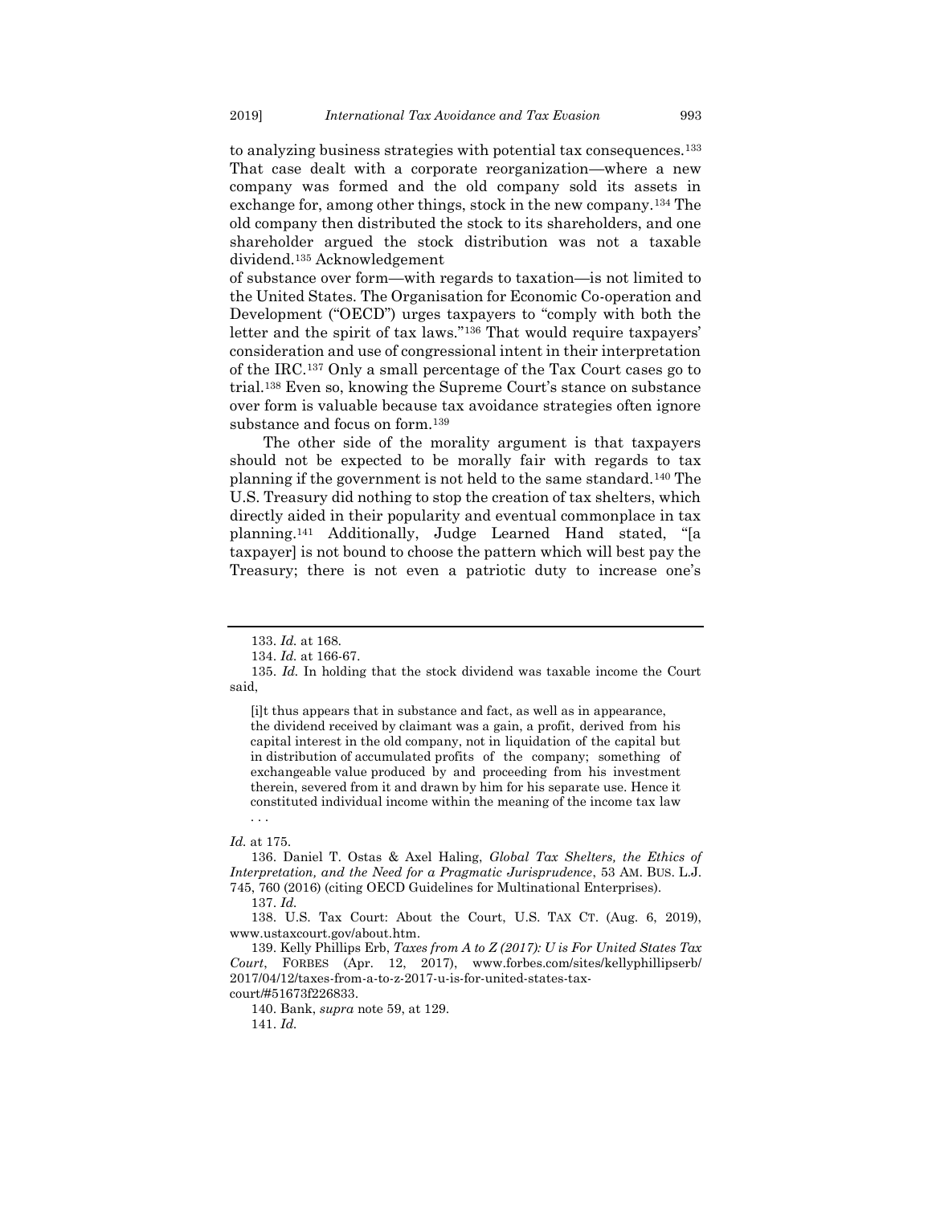to analyzing business strategies with potential tax consequences.[133] That case dealt with a corporate reorganization—where a new company was formed and the old company sold its assets in exchange for, among other things, stock in the new company.[134] The old company then distributed the stock to its shareholders, and one shareholder argued the stock distribution was not a taxable dividend.[135] Acknowledgement of substance over form—with regards to taxation—is not limited to the United States. The Organisation for Economic Co-operation and Development ("OECD") urges taxpayers to "comply with both the letter and the spirit of tax laws."[136] That would require taxpayers' consideration and use of congressional intent in their interpretation of the IRC.[137] Only a small percentage of the Tax Court cases go to trial.[138] Even so, knowing the Supreme Court's stance on substance over form is valuable because tax avoidance strategies often ignore substance and focus on form.[139]

The other side of the morality argument is that taxpayers should not be expected to be morally fair with regards to tax planning if the government is not held to the same standard.[140] The U.S. Treasury did nothing to stop the creation of tax shelters, which directly aided in their popularity and eventual commonplace in tax planning.[141] Additionally, Judge Learned Hand stated, "[a taxpayer] is not bound to choose the pattern which will best pay the Treasury; there is not even a patriotic duty to increase one's

---

133. *Id.* at 168.

134. *Id.* at 166-67.

135. *Id.* In holding that the stock dividend was taxable income the Court said,

> [i]t thus appears that in substance and fact, as well as in appearance, the dividend received by claimant was a gain, a profit, derived from his capital interest in the old company, not in liquidation of the capital but in distribution of accumulated profits of the company; something of exchangeable value produced by and proceeding from his investment therein, severed from it and drawn by him for his separate use. Hence it constituted individual income within the meaning of the income tax law . . .

*Id.* at 175.

136. Daniel T. Ostas & Axel Haling, *Global Tax Shelters, the Ethics of Interpretation, and the Need for a Pragmatic Jurisprudence*, 53 AM. BUS. L.J. 745, 760 (2016) (citing OECD Guidelines for Multinational Enterprises).

137. *Id.*

138. U.S. Tax Court: About the Court, U.S. TAX CT. (Aug. 6, 2019), www.ustaxcourt.gov/about.htm.

139. Kelly Phillips Erb, *Taxes from A to Z (2017): U is For United States Tax Court*, FORBES (Apr. 12, 2017), www.forbes.com/sites/kellyphillipserb/2017/04/12/taxes-from-a-to-z-2017-u-is-for-united-states-tax-court/#51673f226833.

140. Bank, *supra* note 59, at 129.

141. *Id.*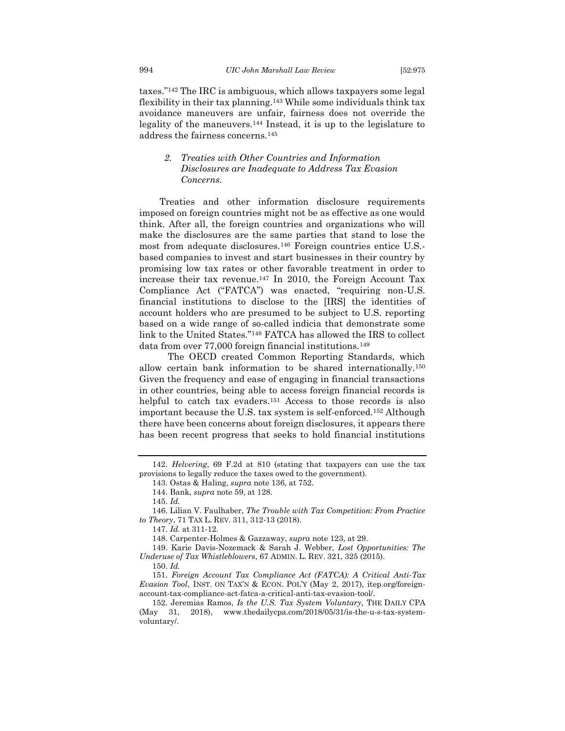taxes."[142] The IRC is ambiguous, which allows taxpayers some legal flexibility in their tax planning.[143] While some individuals think tax avoidance maneuvers are unfair, fairness does not override the legality of the maneuvers.[144] Instead, it is up to the legislature to address the fairness concerns.[145]

### *2. Treaties with Other Countries and Information Disclosures are Inadequate to Address Tax Evasion Concerns.*

Treaties and other information disclosure requirements imposed on foreign countries might not be as effective as one would think. After all, the foreign countries and organizations who will make the disclosures are the same parties that stand to lose the most from adequate disclosures.[146] Foreign countries entice U.S.-based companies to invest and start businesses in their country by promising low tax rates or other favorable treatment in order to increase their tax revenue.[147] In 2010, the Foreign Account Tax Compliance Act ("FATCA") was enacted, "requiring non-U.S. financial institutions to disclose to the [IRS] the identities of account holders who are presumed to be subject to U.S. reporting based on a wide range of so-called indicia that demonstrate some link to the United States."[148] FATCA has allowed the IRS to collect data from over 77,000 foreign financial institutions.[149]

The OECD created Common Reporting Standards, which allow certain bank information to be shared internationally.[150] Given the frequency and ease of engaging in financial transactions in other countries, being able to access foreign financial records is helpful to catch tax evaders.[151] Access to those records is also important because the U.S. tax system is self-enforced.[152] Although there have been concerns about foreign disclosures, it appears there has been recent progress that seeks to hold financial institutions

---

142. *Helvering*, 69 F.2d at 810 (stating that taxpayers can use the tax provisions to legally reduce the taxes owed to the government).

143. Ostas & Haling, *supra* note 136, at 752.

144. Bank, *supra* note 59, at 128.

145. *Id.*

146. Lilian V. Faulhaber, *The Trouble with Tax Competition: From Practice to Theory*, 71 TAX L. REV. 311, 312-13 (2018).

147. *Id.* at 311-12.

148. Carpenter-Holmes & Gazzaway, *supra* note 123, at 29.

149. Karie Davis-Nozemack & Sarah J. Webber, *Lost Opportunities: The Underuse of Tax Whistleblowers*, 67 ADMIN. L. REV. 321, 325 (2015).

150. *Id.*

151. *Foreign Account Tax Compliance Act (FATCA): A Critical Anti-Tax Evasion Tool*, INST. ON TAX'N & ECON. POL'Y (May 2, 2017), itep.org/foreign-account-tax-compliance-act-fatca-a-critical-anti-tax-evasion-tool/.

152. Jeremias Ramos, *Is the U.S. Tax System Voluntary*, THE DAILY CPA (May 31, 2018), www.thedailycpa.com/2018/05/31/is-the-u-s-tax-system-voluntary/.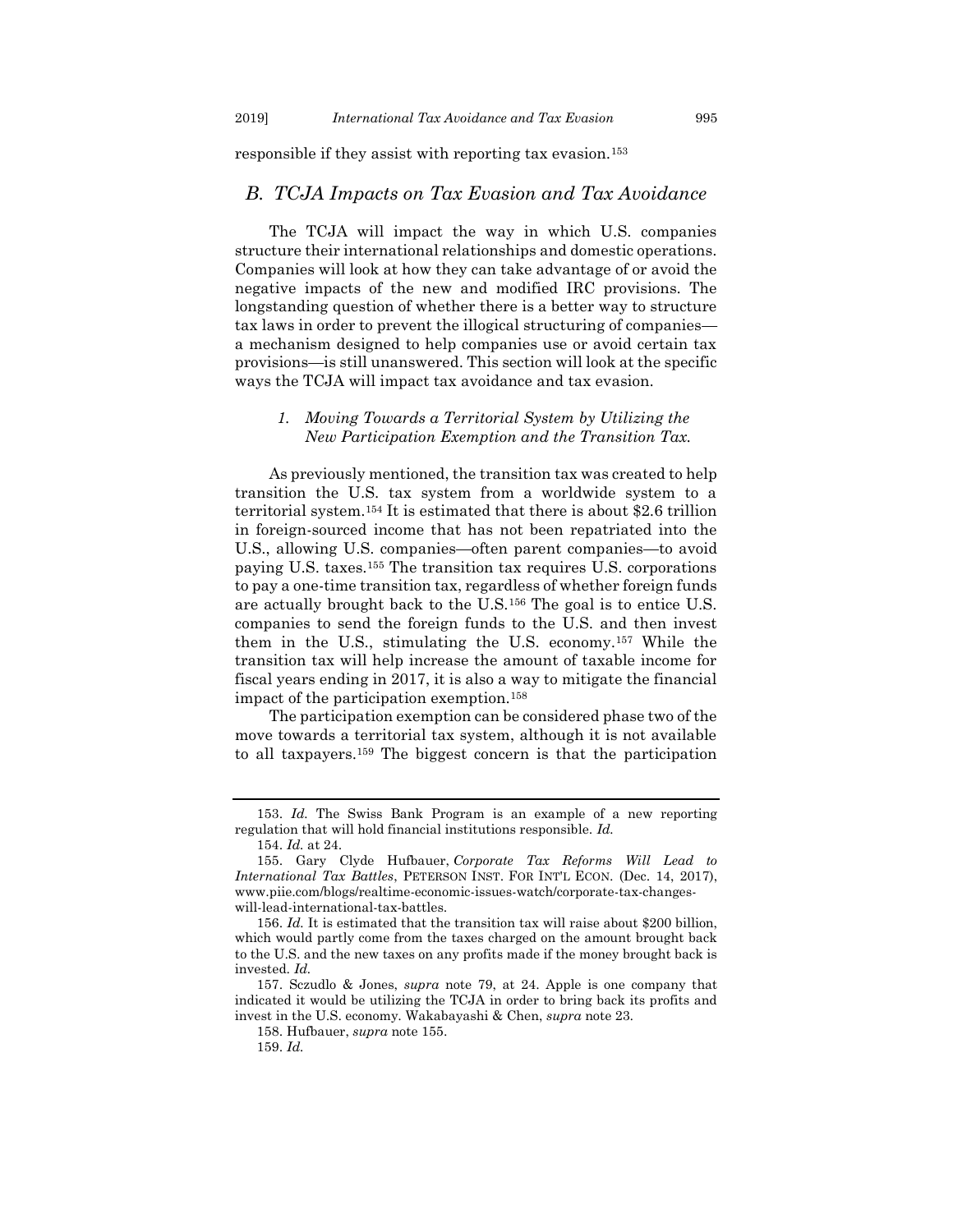responsible if they assist with reporting tax evasion.[153]

## *B. TCJA Impacts on Tax Evasion and Tax Avoidance*

The TCJA will impact the way in which U.S. companies structure their international relationships and domestic operations. Companies will look at how they can take advantage of or avoid the negative impacts of the new and modified IRC provisions. The longstanding question of whether there is a better way to structure tax laws in order to prevent the illogical structuring of companies—a mechanism designed to help companies use or avoid certain tax provisions—is still unanswered. This section will look at the specific ways the TCJA will impact tax avoidance and tax evasion.

### *1. Moving Towards a Territorial System by Utilizing the New Participation Exemption and the Transition Tax.*

As previously mentioned, the transition tax was created to help transition the U.S. tax system from a worldwide system to a territorial system.[154] It is estimated that there is about $2.6 trillion in foreign-sourced income that has not been repatriated into the U.S., allowing U.S. companies—often parent companies—to avoid paying U.S. taxes.[155] The transition tax requires U.S. corporations to pay a one-time transition tax, regardless of whether foreign funds are actually brought back to the U.S.[156] The goal is to entice U.S. companies to send the foreign funds to the U.S. and then invest them in the U.S., stimulating the U.S. economy.[157] While the transition tax will help increase the amount of taxable income for fiscal years ending in 2017, it is also a way to mitigate the financial impact of the participation exemption.[158]

The participation exemption can be considered phase two of the move towards a territorial tax system, although it is not available to all taxpayers.[159] The biggest concern is that the participation

---

153. *Id.* The Swiss Bank Program is an example of a new reporting regulation that will hold financial institutions responsible. *Id.*

154. *Id.* at 24.

155. Gary Clyde Hufbauer, *Corporate Tax Reforms Will Lead to International Tax Battles*, PETERSON INST. FOR INT'L ECON. (Dec. 14, 2017), www.piie.com/blogs/realtime-economic-issues-watch/corporate-tax-changes-will-lead-international-tax-battles.

156. *Id.* It is estimated that the transition tax will raise about $200 billion, which would partly come from the taxes charged on the amount brought back to the U.S. and the new taxes on any profits made if the money brought back is invested. *Id.*

157. Sczudlo & Jones, *supra* note 79, at 24. Apple is one company that indicated it would be utilizing the TCJA in order to bring back its profits and invest in the U.S. economy. Wakabayashi & Chen, *supra* note 23.

158. Hufbauer, *supra* note 155.

159. *Id.*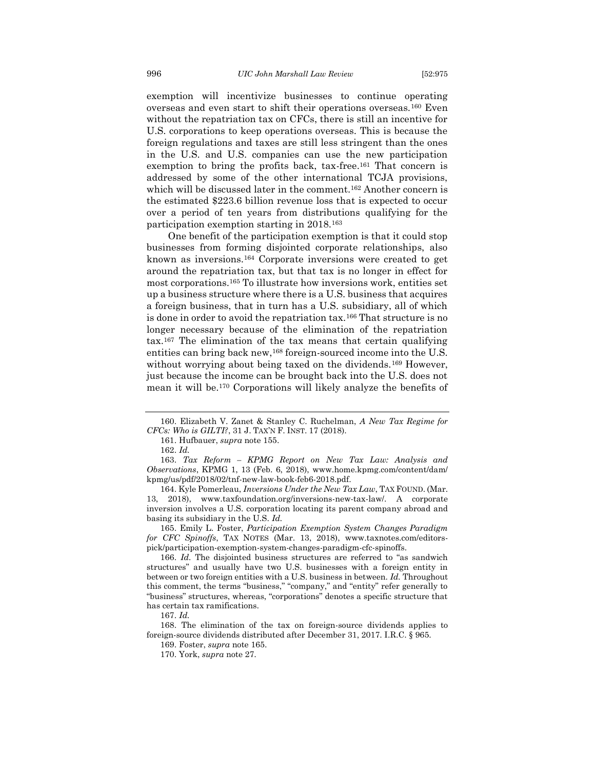exemption will incentivize businesses to continue operating overseas and even start to shift their operations overseas.[160] Even without the repatriation tax on CFCs, there is still an incentive for U.S. corporations to keep operations overseas. This is because the foreign regulations and taxes are still less stringent than the ones in the U.S. and U.S. companies can use the new participation exemption to bring the profits back, tax-free.[161] That concern is addressed by some of the other international TCJA provisions, which will be discussed later in the comment.[162] Another concern is the estimated $223.6 billion revenue loss that is expected to occur over a period of ten years from distributions qualifying for the participation exemption starting in 2018.[163]

One benefit of the participation exemption is that it could stop businesses from forming disjointed corporate relationships, also known as inversions.[164] Corporate inversions were created to get around the repatriation tax, but that tax is no longer in effect for most corporations.[165] To illustrate how inversions work, entities set up a business structure where there is a U.S. business that acquires a foreign business, that in turn has a U.S. subsidiary, all of which is done in order to avoid the repatriation tax.[166] That structure is no longer necessary because of the elimination of the repatriation tax.[167] The elimination of the tax means that certain qualifying entities can bring back new,[168] foreign-sourced income into the U.S. without worrying about being taxed on the dividends.[169] However, just because the income can be brought back into the U.S. does not mean it will be.[170] Corporations will likely analyze the benefits of

---

160. Elizabeth V. Zanet & Stanley C. Ruchelman, *A New Tax Regime for CFCs: Who is GILTI?*, 31 J. TAX'N F. INST. 17 (2018).

161. Hufbauer, *supra* note 155.

162. *Id.*

163. *Tax Reform – KPMG Report on New Tax Law: Analysis and Observations*, KPMG 1, 13 (Feb. 6, 2018), www.home.kpmg.com/content/dam/kpmg/us/pdf/2018/02/tnf-new-law-book-feb6-2018.pdf.

164. Kyle Pomerleau, *Inversions Under the New Tax Law*, TAX FOUND. (Mar. 13, 2018), www.taxfoundation.org/inversions-new-tax-law/. A corporate inversion involves a U.S. corporation locating its parent company abroad and basing its subsidiary in the U.S. *Id.*

165. Emily L. Foster, *Participation Exemption System Changes Paradigm for CFC Spinoffs*, TAX NOTES (Mar. 13, 2018), www.taxnotes.com/editors-pick/participation-exemption-system-changes-paradigm-cfc-spinoffs.

166. *Id.* The disjointed business structures are referred to "as sandwich structures" and usually have two U.S. businesses with a foreign entity in between or two foreign entities with a U.S. business in between. *Id.* Throughout this comment, the terms "business," "company," and "entity" refer generally to "business" structures, whereas, "corporations" denotes a specific structure that has certain tax ramifications.

167. *Id.*

168. The elimination of the tax on foreign-source dividends applies to foreign-source dividends distributed after December 31, 2017. I.R.C. § 965.

169. Foster, *supra* note 165.

170. York, *supra* note 27.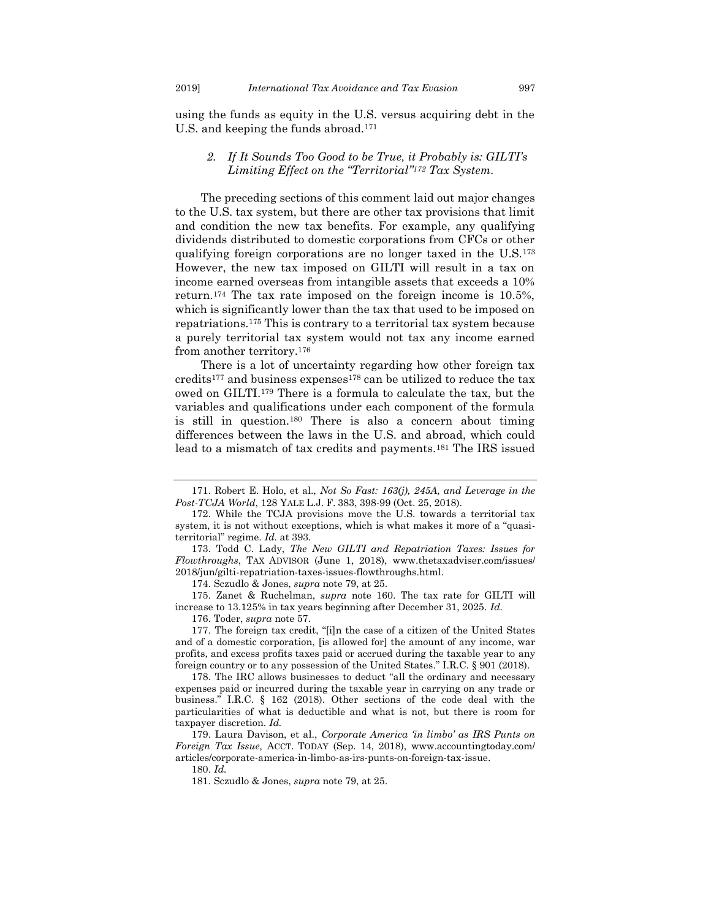using the funds as equity in the U.S. versus acquiring debt in the U.S. and keeping the funds abroad.[171]

### *2. If It Sounds Too Good to be True, it Probably is: GILTI's Limiting Effect on the "Territorial"[172] Tax System.*

The preceding sections of this comment laid out major changes to the U.S. tax system, but there are other tax provisions that limit and condition the new tax benefits. For example, any qualifying dividends distributed to domestic corporations from CFCs or other qualifying foreign corporations are no longer taxed in the U.S.[173] However, the new tax imposed on GILTI will result in a tax on income earned overseas from intangible assets that exceeds a 10% return.[174] The tax rate imposed on the foreign income is 10.5%, which is significantly lower than the tax that used to be imposed on repatriations.[175] This is contrary to a territorial tax system because a purely territorial tax system would not tax any income earned from another territory.[176]

There is a lot of uncertainty regarding how other foreign tax credits[177] and business expenses[178] can be utilized to reduce the tax owed on GILTI.[179] There is a formula to calculate the tax, but the variables and qualifications under each component of the formula is still in question.[180] There is also a concern about timing differences between the laws in the U.S. and abroad, which could lead to a mismatch of tax credits and payments.[181] The IRS issued

---

171. Robert E. Holo, et al., *Not So Fast: 163(j), 245A, and Leverage in the Post-TCJA World*, 128 YALE L.J. F. 383, 398-99 (Oct. 25, 2018).

172. While the TCJA provisions move the U.S. towards a territorial tax system, it is not without exceptions, which is what makes it more of a "quasi-territorial" regime. *Id.* at 393.

173. Todd C. Lady, *The New GILTI and Repatriation Taxes: Issues for Flowthroughs*, TAX ADVISOR (June 1, 2018), www.thetaxadviser.com/issues/2018/jun/gilti-repatriation-taxes-issues-flowthroughs.html.

174. Sczudlo & Jones, *supra* note 79, at 25.

175. Zanet & Ruchelman, *supra* note 160. The tax rate for GILTI will increase to 13.125% in tax years beginning after December 31, 2025. *Id.*

176. Toder, *supra* note 57.

177. The foreign tax credit, "[i]n the case of a citizen of the United States and of a domestic corporation, [is allowed for] the amount of any income, war profits, and excess profits taxes paid or accrued during the taxable year to any foreign country or to any possession of the United States." I.R.C. § 901 (2018).

178. The IRC allows businesses to deduct "all the ordinary and necessary expenses paid or incurred during the taxable year in carrying on any trade or business." I.R.C. § 162 (2018). Other sections of the code deal with the particularities of what is deductible and what is not, but there is room for taxpayer discretion. *Id.*

179. Laura Davison, et al., *Corporate America 'in limbo' as IRS Punts on Foreign Tax Issue,* ACCT. TODAY (Sep. 14, 2018), www.accountingtoday.com/articles/corporate-america-in-limbo-as-irs-punts-on-foreign-tax-issue.

180. *Id.*

181. Sczudlo & Jones, *supra* note 79, at 25.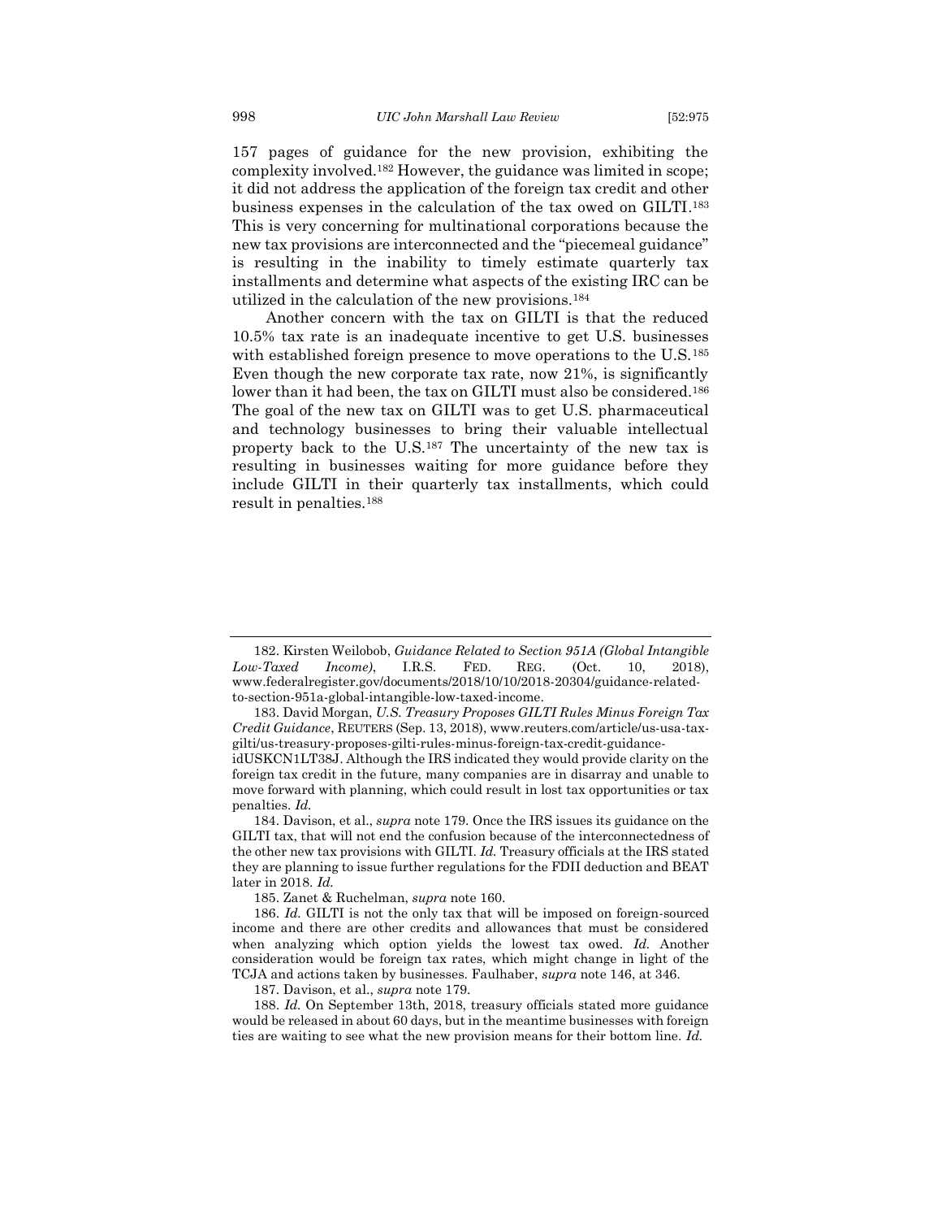157 pages of guidance for the new provision, exhibiting the complexity involved.[182] However, the guidance was limited in scope; it did not address the application of the foreign tax credit and other business expenses in the calculation of the tax owed on GILTI.[183] This is very concerning for multinational corporations because the new tax provisions are interconnected and the "piecemeal guidance" is resulting in the inability to timely estimate quarterly tax installments and determine what aspects of the existing IRC can be utilized in the calculation of the new provisions.[184]

Another concern with the tax on GILTI is that the reduced 10.5% tax rate is an inadequate incentive to get U.S. businesses with established foreign presence to move operations to the U.S.[185] Even though the new corporate tax rate, now 21%, is significantly lower than it had been, the tax on GILTI must also be considered.[186] The goal of the new tax on GILTI was to get U.S. pharmaceutical and technology businesses to bring their valuable intellectual property back to the U.S.[187] The uncertainty of the new tax is resulting in businesses waiting for more guidance before they include GILTI in their quarterly tax installments, which could result in penalties.[188]

---

182. Kirsten Weilobob, *Guidance Related to Section 951A (Global Intangible Low-Taxed Income)*, I.R.S. FED. REG. (Oct. 10, 2018), www.federalregister.gov/documents/2018/10/10/2018-20304/guidance-related-to-section-951a-global-intangible-low-taxed-income.

183. David Morgan, *U.S. Treasury Proposes GILTI Rules Minus Foreign Tax Credit Guidance*, REUTERS (Sep. 13, 2018), www.reuters.com/article/us-usa-tax-gilti/us-treasury-proposes-gilti-rules-minus-foreign-tax-credit-guidance-idUSKCN1LT38J. Although the IRS indicated they would provide clarity on the foreign tax credit in the future, many companies are in disarray and unable to move forward with planning, which could result in lost tax opportunities or tax penalties. *Id.*

184. Davison, et al., *supra* note 179. Once the IRS issues its guidance on the GILTI tax, that will not end the confusion because of the interconnectedness of the other new tax provisions with GILTI. *Id.* Treasury officials at the IRS stated they are planning to issue further regulations for the FDII deduction and BEAT later in 2018. *Id.*

185. Zanet & Ruchelman, *supra* note 160.

186. *Id.* GILTI is not the only tax that will be imposed on foreign-sourced income and there are other credits and allowances that must be considered when analyzing which option yields the lowest tax owed. *Id.* Another consideration would be foreign tax rates, which might change in light of the TCJA and actions taken by businesses. Faulhaber, *supra* note 146, at 346.

187. Davison, et al., *supra* note 179.

188. *Id.* On September 13th, 2018, treasury officials stated more guidance would be released in about 60 days, but in the meantime businesses with foreign ties are waiting to see what the new provision means for their bottom line. *Id.*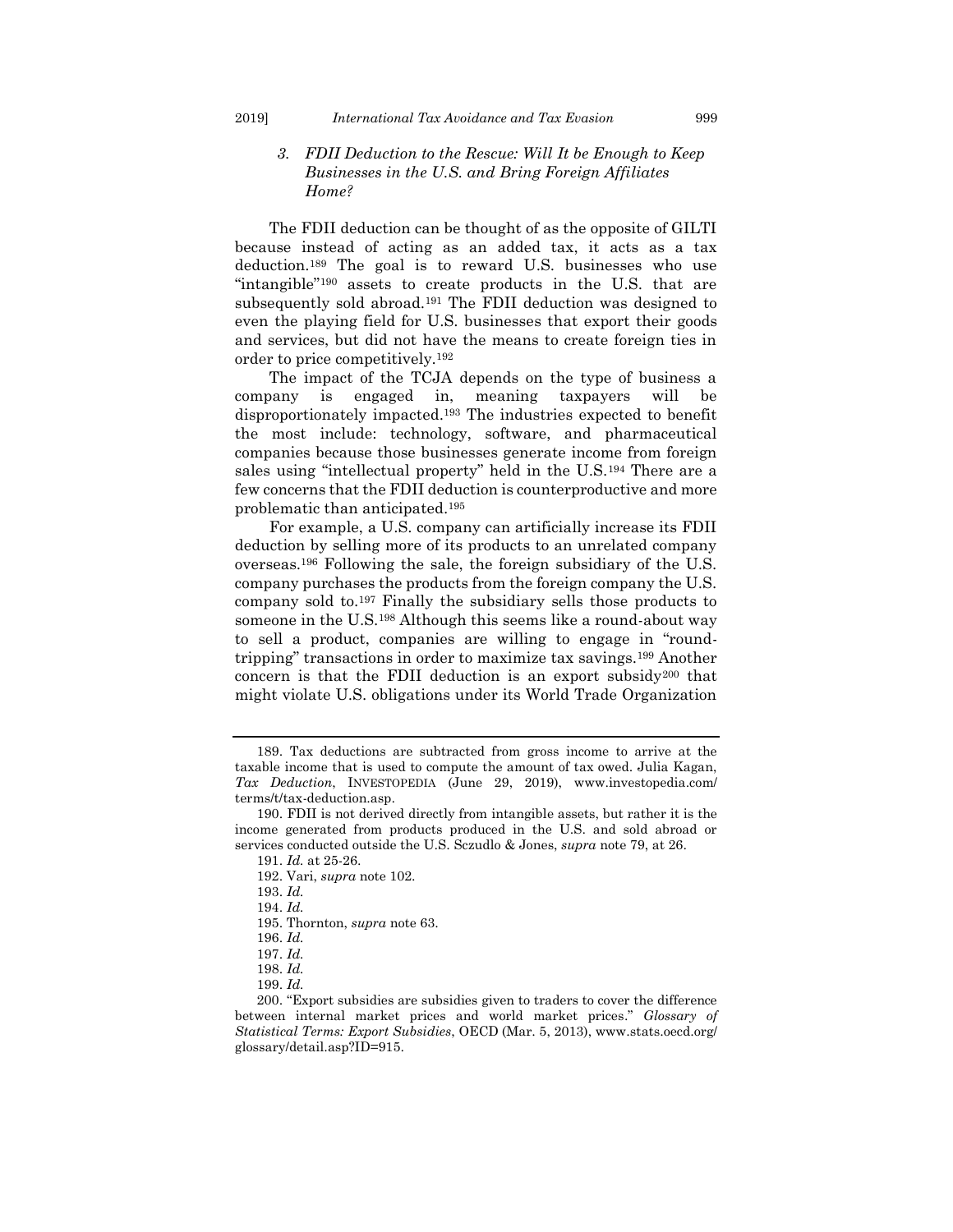### *3. FDII Deduction to the Rescue: Will It be Enough to Keep Businesses in the U.S. and Bring Foreign Affiliates Home?*

The FDII deduction can be thought of as the opposite of GILTI because instead of acting as an added tax, it acts as a tax deduction.[189] The goal is to reward U.S. businesses who use "intangible"[190] assets to create products in the U.S. that are subsequently sold abroad.[191] The FDII deduction was designed to even the playing field for U.S. businesses that export their goods and services, but did not have the means to create foreign ties in order to price competitively.[192]

The impact of the TCJA depends on the type of business a company is engaged in, meaning taxpayers will be disproportionately impacted.[193] The industries expected to benefit the most include: technology, software, and pharmaceutical companies because those businesses generate income from foreign sales using "intellectual property" held in the U.S.[194] There are a few concerns that the FDII deduction is counterproductive and more problematic than anticipated.[195]

For example, a U.S. company can artificially increase its FDII deduction by selling more of its products to an unrelated company overseas.[196] Following the sale, the foreign subsidiary of the U.S. company purchases the products from the foreign company the U.S. company sold to.[197] Finally the subsidiary sells those products to someone in the U.S.[198] Although this seems like a round-about way to sell a product, companies are willing to engage in "round-tripping" transactions in order to maximize tax savings.[199] Another concern is that the FDII deduction is an export subsidy[200] that might violate U.S. obligations under its World Trade Organization

---

189. Tax deductions are subtracted from gross income to arrive at the taxable income that is used to compute the amount of tax owed. Julia Kagan, *Tax Deduction*, INVESTOPEDIA (June 29, 2019), www.investopedia.com/terms/t/tax-deduction.asp.

190. FDII is not derived directly from intangible assets, but rather it is the income generated from products produced in the U.S. and sold abroad or services conducted outside the U.S. Sczudlo & Jones, *supra* note 79, at 26.

191. *Id.* at 25-26.

192. Vari, *supra* note 102.

193. *Id.*

194. *Id.*

195. Thornton, *supra* note 63.

196. *Id.*

197. *Id.*

198. *Id.*

199. *Id.*

200. "Export subsidies are subsidies given to traders to cover the difference between internal market prices and world market prices." *Glossary of Statistical Terms: Export Subsidies*, OECD (Mar. 5, 2013), www.stats.oecd.org/glossary/detail.asp?ID=915.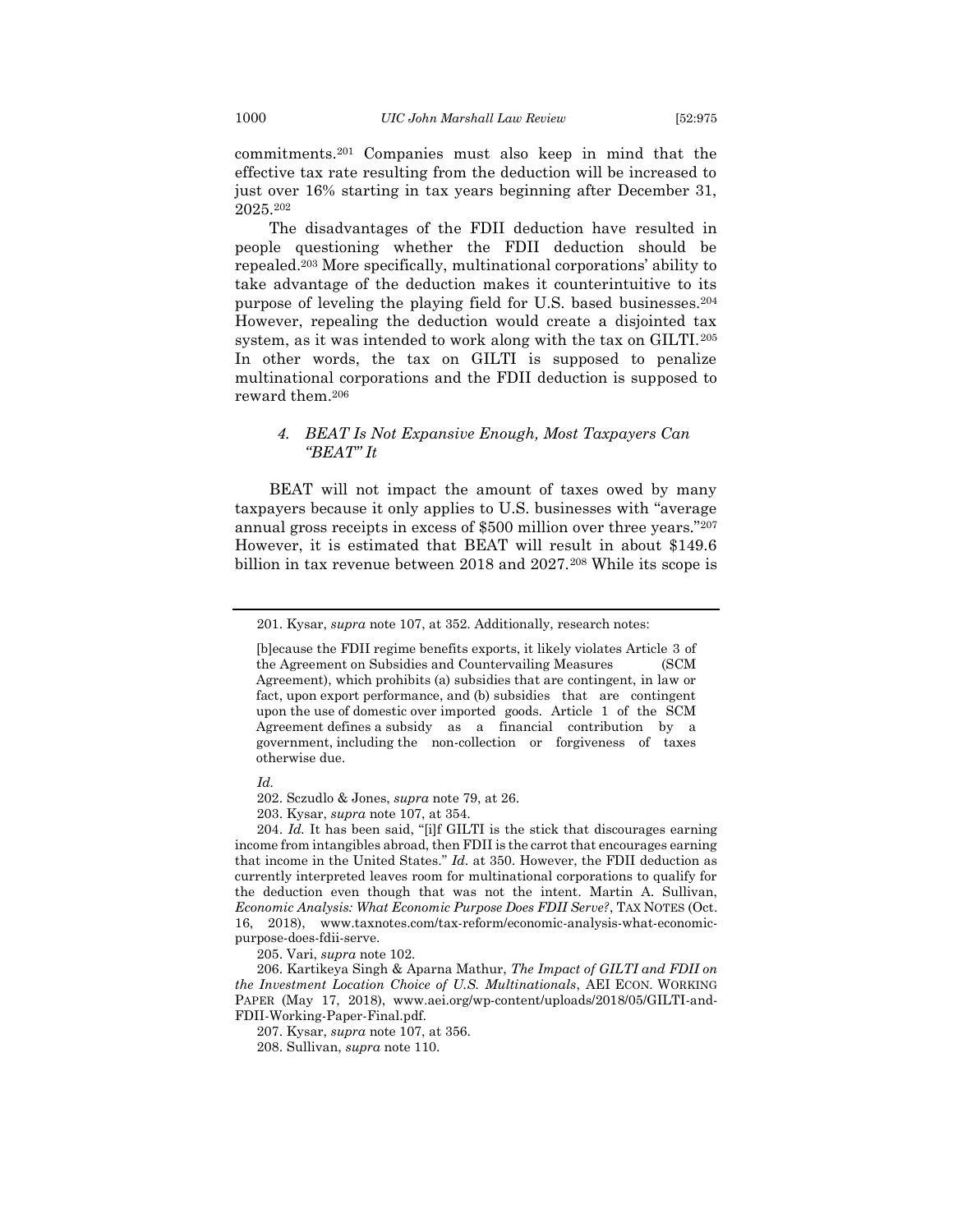commitments.[201] Companies must also keep in mind that the effective tax rate resulting from the deduction will be increased to just over 16% starting in tax years beginning after December 31, 2025.[202]

The disadvantages of the FDII deduction have resulted in people questioning whether the FDII deduction should be repealed.[203] More specifically, multinational corporations' ability to take advantage of the deduction makes it counterintuitive to its purpose of leveling the playing field for U.S. based businesses.[204] However, repealing the deduction would create a disjointed tax system, as it was intended to work along with the tax on GILTI.[205] In other words, the tax on GILTI is supposed to penalize multinational corporations and the FDII deduction is supposed to reward them.[206]

#### *4. BEAT Is Not Expansive Enough, Most Taxpayers Can "BEAT" It*

BEAT will not impact the amount of taxes owed by many taxpayers because it only applies to U.S. businesses with "average annual gross receipts in excess of $500 million over three years."[207] However, it is estimated that BEAT will result in about $149.6 billion in tax revenue between 2018 and 2027.[208] While its scope is

---

201. Kysar, *supra* note 107, at 352. Additionally, research notes:

> [b]ecause the FDII regime benefits exports, it likely violates Article 3 of the Agreement on Subsidies and Countervailing Measures (SCM Agreement), which prohibits (a) subsidies that are contingent, in law or fact, upon export performance, and (b) subsidies that are contingent upon the use of domestic over imported goods. Article 1 of the SCM Agreement defines a subsidy as a financial contribution by a government, including the non-collection or forgiveness of taxes otherwise due.

*Id.*

202. Sczudlo & Jones, *supra* note 79, at 26.

203. Kysar, *supra* note 107, at 354.

204. *Id.* It has been said, "[i]f GILTI is the stick that discourages earning income from intangibles abroad, then FDII is the carrot that encourages earning that income in the United States." *Id.* at 350. However, the FDII deduction as currently interpreted leaves room for multinational corporations to qualify for the deduction even though that was not the intent. Martin A. Sullivan, *Economic Analysis: What Economic Purpose Does FDII Serve?*, TAX NOTES (Oct. 16, 2018), www.taxnotes.com/tax-reform/economic-analysis-what-economic-purpose-does-fdii-serve.

205. Vari, *supra* note 102.

206. Kartikeya Singh & Aparna Mathur, *The Impact of GILTI and FDII on the Investment Location Choice of U.S. Multinationals*, AEI ECON. WORKING PAPER (May 17, 2018), www.aei.org/wp-content/uploads/2018/05/GILTI-and-FDII-Working-Paper-Final.pdf.

207. Kysar, *supra* note 107, at 356.

208. Sullivan, *supra* note 110.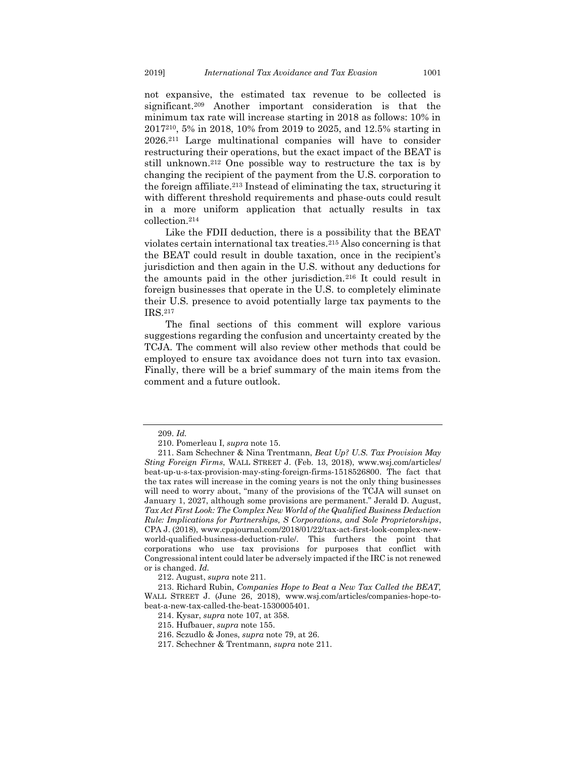not expansive, the estimated tax revenue to be collected is significant.[209] Another important consideration is that the minimum tax rate will increase starting in 2018 as follows: 10% in 2017[210], 5% in 2018, 10% from 2019 to 2025, and 12.5% starting in 2026.[211] Large multinational companies will have to consider restructuring their operations, but the exact impact of the BEAT is still unknown.[212] One possible way to restructure the tax is by changing the recipient of the payment from the U.S. corporation to the foreign affiliate.[213] Instead of eliminating the tax, structuring it with different threshold requirements and phase-outs could result in a more uniform application that actually results in tax collection.[214]

Like the FDII deduction, there is a possibility that the BEAT violates certain international tax treaties.[215] Also concerning is that the BEAT could result in double taxation, once in the recipient's jurisdiction and then again in the U.S. without any deductions for the amounts paid in the other jurisdiction.[216] It could result in foreign businesses that operate in the U.S. to completely eliminate their U.S. presence to avoid potentially large tax payments to the IRS.[217]

The final sections of this comment will explore various suggestions regarding the confusion and uncertainty created by the TCJA. The comment will also review other methods that could be employed to ensure tax avoidance does not turn into tax evasion. Finally, there will be a brief summary of the main items from the comment and a future outlook.

---

209. *Id.*

210. Pomerleau I, *supra* note 15.

211. Sam Schechner & Nina Trentmann, *Beat Up? U.S. Tax Provision May Sting Foreign Firms*, WALL STREET J. (Feb. 13, 2018), www.wsj.com/articles/beat-up-u-s-tax-provision-may-sting-foreign-firms-1518526800. The fact that the tax rates will increase in the coming years is not the only thing businesses will need to worry about, "many of the provisions of the TCJA will sunset on January 1, 2027, although some provisions are permanent." Jerald D. August, *Tax Act First Look: The Complex New World of the Qualified Business Deduction Rule: Implications for Partnerships, S Corporations, and Sole Proprietorships*, CPA J. (2018), www.cpajournal.com/2018/01/22/tax-act-first-look-complex-new-world-qualified-business-deduction-rule/. This furthers the point that corporations who use tax provisions for purposes that conflict with Congressional intent could later be adversely impacted if the IRC is not renewed or is changed. *Id.*

212. August, *supra* note 211.

213. Richard Rubin, *Companies Hope to Beat a New Tax Called the BEAT,* WALL STREET J. (June 26, 2018), www.wsj.com/articles/companies-hope-to-beat-a-new-tax-called-the-beat-1530005401.

214. Kysar, *supra* note 107, at 358.

215. Hufbauer, *supra* note 155.

216. Sczudlo & Jones, *supra* note 79, at 26.

217. Schechner & Trentmann, *supra* note 211.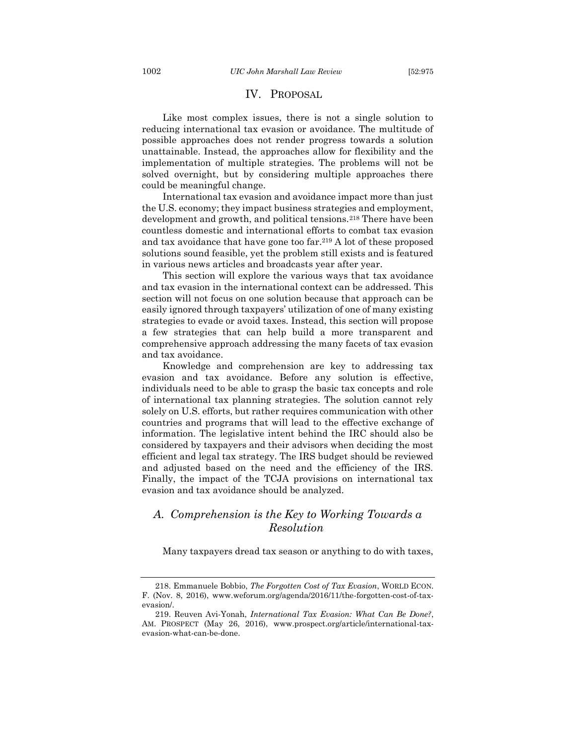# IV. PROPOSAL

Like most complex issues, there is not a single solution to reducing international tax evasion or avoidance. The multitude of possible approaches does not render progress towards a solution unattainable. Instead, the approaches allow for flexibility and the implementation of multiple strategies. The problems will not be solved overnight, but by considering multiple approaches there could be meaningful change.

International tax evasion and avoidance impact more than just the U.S. economy; they impact business strategies and employment, development and growth, and political tensions.[218] There have been countless domestic and international efforts to combat tax evasion and tax avoidance that have gone too far.[219] A lot of these proposed solutions sound feasible, yet the problem still exists and is featured in various news articles and broadcasts year after year.

This section will explore the various ways that tax avoidance and tax evasion in the international context can be addressed. This section will not focus on one solution because that approach can be easily ignored through taxpayers' utilization of one of many existing strategies to evade or avoid taxes. Instead, this section will propose a few strategies that can help build a more transparent and comprehensive approach addressing the many facets of tax evasion and tax avoidance.

Knowledge and comprehension are key to addressing tax evasion and tax avoidance. Before any solution is effective, individuals need to be able to grasp the basic tax concepts and role of international tax planning strategies. The solution cannot rely solely on U.S. efforts, but rather requires communication with other countries and programs that will lead to the effective exchange of information. The legislative intent behind the IRC should also be considered by taxpayers and their advisors when deciding the most efficient and legal tax strategy. The IRS budget should be reviewed and adjusted based on the need and the efficiency of the IRS. Finally, the impact of the TCJA provisions on international tax evasion and tax avoidance should be analyzed.

## *A. Comprehension is the Key to Working Towards a Resolution*

Many taxpayers dread tax season or anything to do with taxes,

---

218. Emmanuele Bobbio, *The Forgotten Cost of Tax Evasion*, WORLD ECON. F. (Nov. 8, 2016), www.weforum.org/agenda/2016/11/the-forgotten-cost-of-tax-evasion/.

219. Reuven Avi-Yonah, *International Tax Evasion: What Can Be Done?*, AM. PROSPECT (May 26, 2016), www.prospect.org/article/international-tax-evasion-what-can-be-done.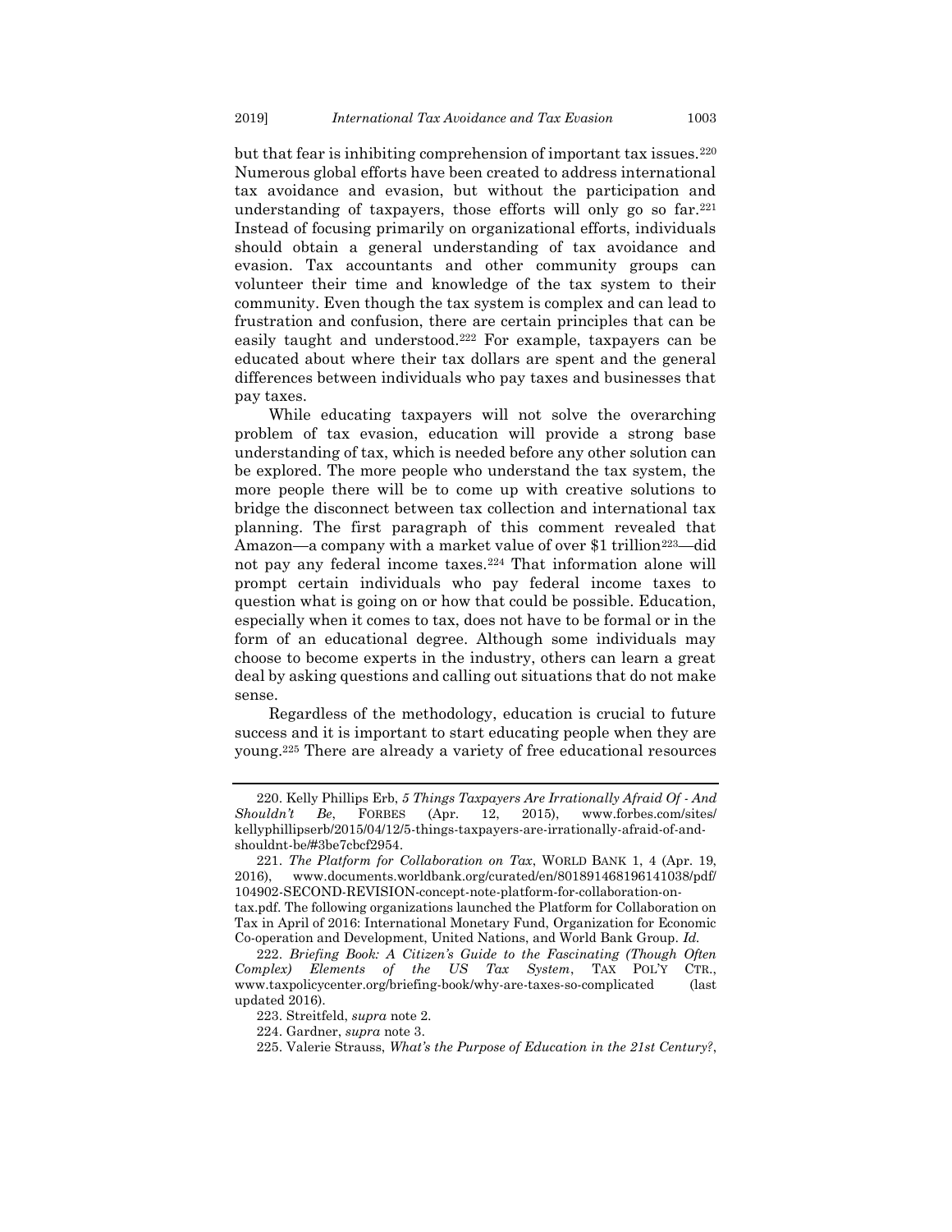but that fear is inhibiting comprehension of important tax issues.[220] Numerous global efforts have been created to address international tax avoidance and evasion, but without the participation and understanding of taxpayers, those efforts will only go so far.[221] Instead of focusing primarily on organizational efforts, individuals should obtain a general understanding of tax avoidance and evasion. Tax accountants and other community groups can volunteer their time and knowledge of the tax system to their community. Even though the tax system is complex and can lead to frustration and confusion, there are certain principles that can be easily taught and understood.[222] For example, taxpayers can be educated about where their tax dollars are spent and the general differences between individuals who pay taxes and businesses that pay taxes.

While educating taxpayers will not solve the overarching problem of tax evasion, education will provide a strong base understanding of tax, which is needed before any other solution can be explored. The more people who understand the tax system, the more people there will be to come up with creative solutions to bridge the disconnect between tax collection and international tax planning. The first paragraph of this comment revealed that Amazon—a company with a market value of over $1 trillion[223]—did not pay any federal income taxes.[224] That information alone will prompt certain individuals who pay federal income taxes to question what is going on or how that could be possible. Education, especially when it comes to tax, does not have to be formal or in the form of an educational degree. Although some individuals may choose to become experts in the industry, others can learn a great deal by asking questions and calling out situations that do not make sense.

Regardless of the methodology, education is crucial to future success and it is important to start educating people when they are young.[225] There are already a variety of free educational resources

---

220. Kelly Phillips Erb, *5 Things Taxpayers Are Irrationally Afraid Of - And Shouldn't Be*, FORBES (Apr. 12, 2015), www.forbes.com/sites/kellyphillipserb/2015/04/12/5-things-taxpayers-are-irrationally-afraid-of-and-shouldnt-be/#3be7cbcf2954.

221. *The Platform for Collaboration on Tax*, WORLD BANK 1, 4 (Apr. 19, 2016), www.documents.worldbank.org/curated/en/801891468196141038/pdf/104902-SECOND-REVISION-concept-note-platform-for-collaboration-on-tax.pdf. The following organizations launched the Platform for Collaboration on Tax in April of 2016: International Monetary Fund, Organization for Economic Co-operation and Development, United Nations, and World Bank Group. *Id.*

222. *Briefing Book: A Citizen's Guide to the Fascinating (Though Often Complex) Elements of the US Tax System*, TAX POL'Y CTR., www.taxpolicycenter.org/briefing-book/why-are-taxes-so-complicated (last updated 2016).

223. Streitfeld, *supra* note 2.

224. Gardner, *supra* note 3.

225. Valerie Strauss, *What's the Purpose of Education in the 21st Century?*,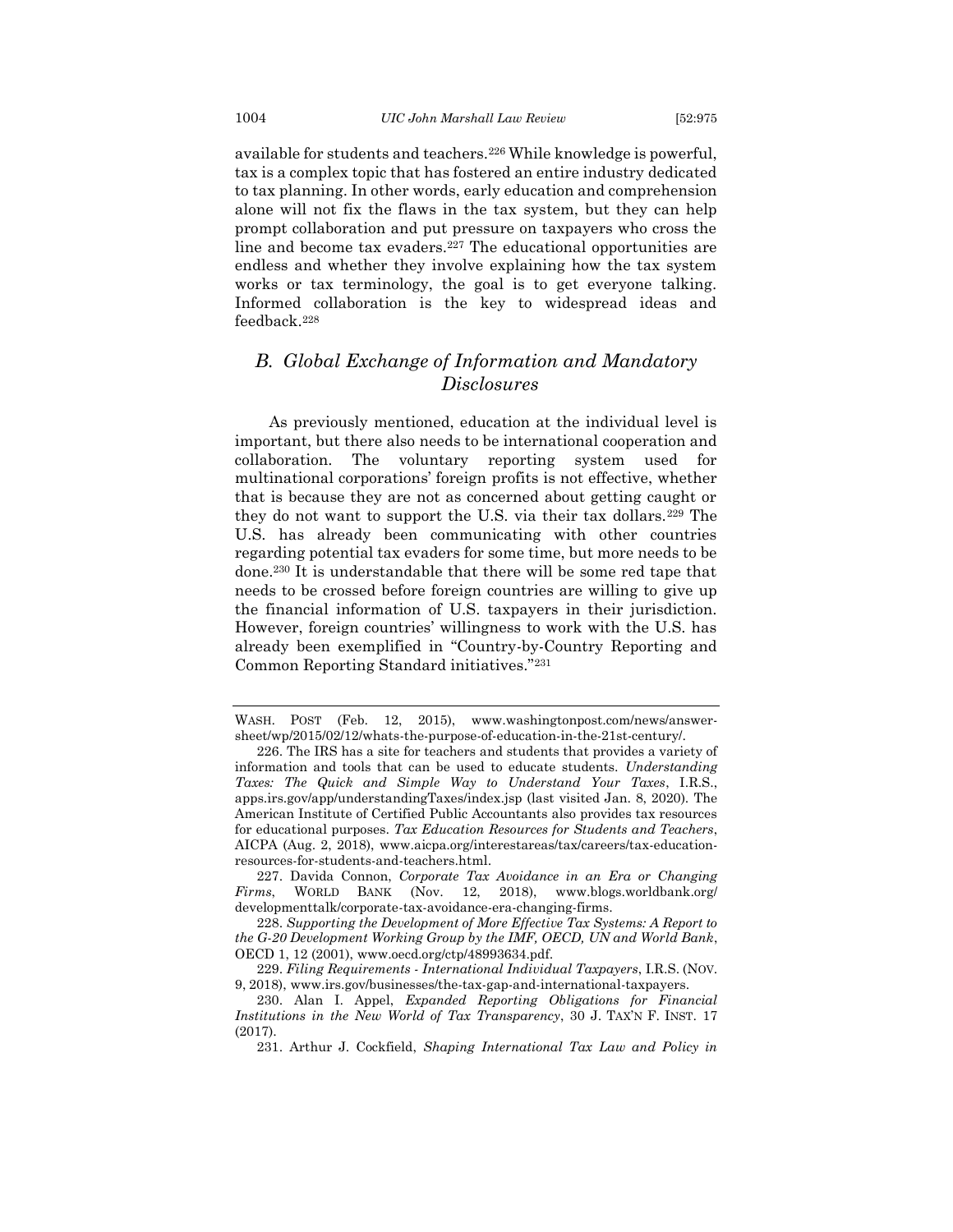available for students and teachers.[226] While knowledge is powerful, tax is a complex topic that has fostered an entire industry dedicated to tax planning. In other words, early education and comprehension alone will not fix the flaws in the tax system, but they can help prompt collaboration and put pressure on taxpayers who cross the line and become tax evaders.[227] The educational opportunities are endless and whether they involve explaining how the tax system works or tax terminology, the goal is to get everyone talking. Informed collaboration is the key to widespread ideas and feedback.[228]

### *B. Global Exchange of Information and Mandatory Disclosures*

As previously mentioned, education at the individual level is important, but there also needs to be international cooperation and collaboration. The voluntary reporting system used for multinational corporations' foreign profits is not effective, whether that is because they are not as concerned about getting caught or they do not want to support the U.S. via their tax dollars.[229] The U.S. has already been communicating with other countries regarding potential tax evaders for some time, but more needs to be done.[230] It is understandable that there will be some red tape that needs to be crossed before foreign countries are willing to give up the financial information of U.S. taxpayers in their jurisdiction. However, foreign countries' willingness to work with the U.S. has already been exemplified in "Country-by-Country Reporting and Common Reporting Standard initiatives."[231]

---

WASH. POST (Feb. 12, 2015), www.washingtonpost.com/news/answer-sheet/wp/2015/02/12/whats-the-purpose-of-education-in-the-21st-century/.

226. The IRS has a site for teachers and students that provides a variety of information and tools that can be used to educate students. *Understanding Taxes: The Quick and Simple Way to Understand Your Taxes*, I.R.S., apps.irs.gov/app/understandingTaxes/index.jsp (last visited Jan. 8, 2020). The American Institute of Certified Public Accountants also provides tax resources for educational purposes. *Tax Education Resources for Students and Teachers*, AICPA (Aug. 2, 2018), www.aicpa.org/interestareas/tax/careers/tax-education-resources-for-students-and-teachers.html.

227. Davida Connon, *Corporate Tax Avoidance in an Era or Changing Firms*, WORLD BANK (Nov. 12, 2018), www.blogs.worldbank.org/developmenttalk/corporate-tax-avoidance-era-changing-firms.

228. *Supporting the Development of More Effective Tax Systems: A Report to the G-20 Development Working Group by the IMF, OECD, UN and World Bank*, OECD 1, 12 (2001), www.oecd.org/ctp/48993634.pdf.

229. *Filing Requirements - International Individual Taxpayers*, I.R.S. (NOV. 9, 2018), www.irs.gov/businesses/the-tax-gap-and-international-taxpayers.

230. Alan I. Appel, *Expanded Reporting Obligations for Financial Institutions in the New World of Tax Transparency*, 30 J. TAX'N F. INST. 17 (2017).

231. Arthur J. Cockfield, *Shaping International Tax Law and Policy in*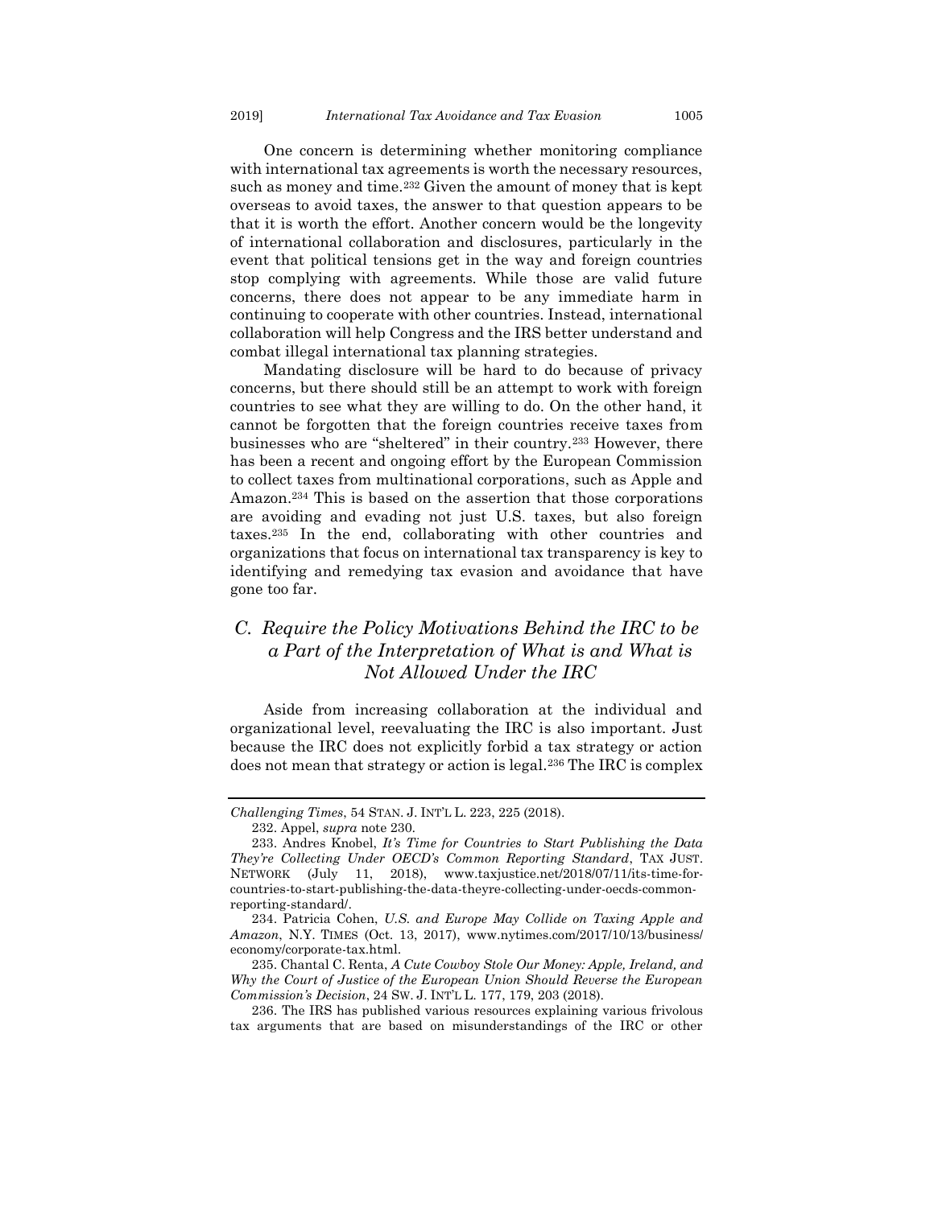One concern is determining whether monitoring compliance with international tax agreements is worth the necessary resources, such as money and time.[232] Given the amount of money that is kept overseas to avoid taxes, the answer to that question appears to be that it is worth the effort. Another concern would be the longevity of international collaboration and disclosures, particularly in the event that political tensions get in the way and foreign countries stop complying with agreements. While those are valid future concerns, there does not appear to be any immediate harm in continuing to cooperate with other countries. Instead, international collaboration will help Congress and the IRS better understand and combat illegal international tax planning strategies.

Mandating disclosure will be hard to do because of privacy concerns, but there should still be an attempt to work with foreign countries to see what they are willing to do. On the other hand, it cannot be forgotten that the foreign countries receive taxes from businesses who are "sheltered" in their country.[233] However, there has been a recent and ongoing effort by the European Commission to collect taxes from multinational corporations, such as Apple and Amazon.[234] This is based on the assertion that those corporations are avoiding and evading not just U.S. taxes, but also foreign taxes.[235] In the end, collaborating with other countries and organizations that focus on international tax transparency is key to identifying and remedying tax evasion and avoidance that have gone too far.

## *C. Require the Policy Motivations Behind the IRC to be a Part of the Interpretation of What is and What is Not Allowed Under the IRC*

Aside from increasing collaboration at the individual and organizational level, reevaluating the IRC is also important. Just because the IRC does not explicitly forbid a tax strategy or action does not mean that strategy or action is legal.[236] The IRC is complex

---

*Challenging Times*, 54 STAN. J. INT'L L. 223, 225 (2018).

232. Appel, *supra* note 230.

233. Andres Knobel, *It's Time for Countries to Start Publishing the Data They're Collecting Under OECD's Common Reporting Standard*, TAX JUST. NETWORK (July 11, 2018), www.taxjustice.net/2018/07/11/its-time-for-countries-to-start-publishing-the-data-theyre-collecting-under-oecds-common-reporting-standard/.

234. Patricia Cohen, *U.S. and Europe May Collide on Taxing Apple and Amazon*, N.Y. TIMES (Oct. 13, 2017), www.nytimes.com/2017/10/13/business/economy/corporate-tax.html.

235. Chantal C. Renta, *A Cute Cowboy Stole Our Money: Apple, Ireland, and Why the Court of Justice of the European Union Should Reverse the European Commission's Decision*, 24 SW. J. INT'L L. 177, 179, 203 (2018).

236. The IRS has published various resources explaining various frivolous tax arguments that are based on misunderstandings of the IRC or other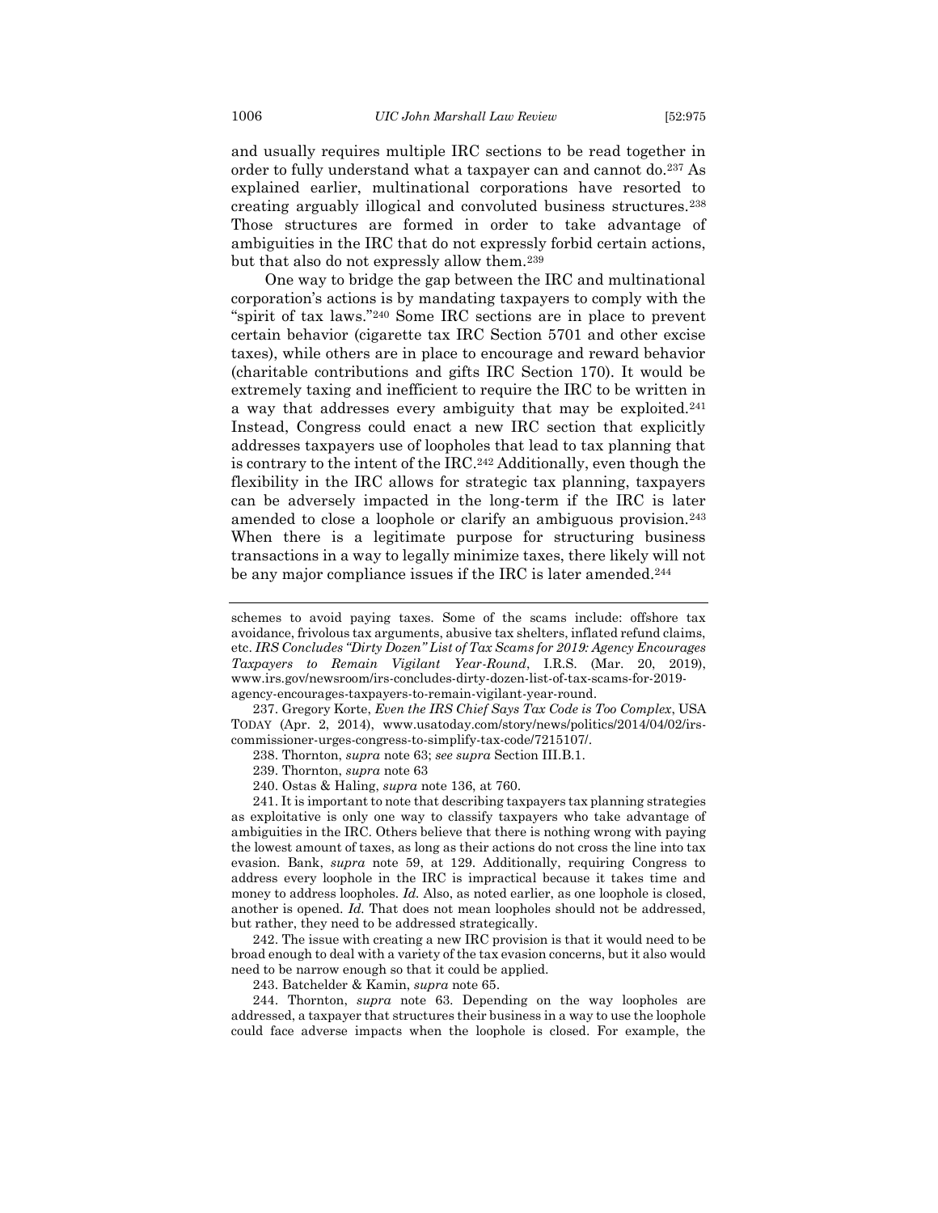and usually requires multiple IRC sections to be read together in order to fully understand what a taxpayer can and cannot do.[237] As explained earlier, multinational corporations have resorted to creating arguably illogical and convoluted business structures.[238] Those structures are formed in order to take advantage of ambiguities in the IRC that do not expressly forbid certain actions, but that also do not expressly allow them.[239]

One way to bridge the gap between the IRC and multinational corporation's actions is by mandating taxpayers to comply with the "spirit of tax laws."[240] Some IRC sections are in place to prevent certain behavior (cigarette tax IRC Section 5701 and other excise taxes), while others are in place to encourage and reward behavior (charitable contributions and gifts IRC Section 170). It would be extremely taxing and inefficient to require the IRC to be written in a way that addresses every ambiguity that may be exploited.[241] Instead, Congress could enact a new IRC section that explicitly addresses taxpayers use of loopholes that lead to tax planning that is contrary to the intent of the IRC.[242] Additionally, even though the flexibility in the IRC allows for strategic tax planning, taxpayers can be adversely impacted in the long-term if the IRC is later amended to close a loophole or clarify an ambiguous provision.[243] When there is a legitimate purpose for structuring business transactions in a way to legally minimize taxes, there likely will not be any major compliance issues if the IRC is later amended.[244]

---

schemes to avoid paying taxes. Some of the scams include: offshore tax avoidance, frivolous tax arguments, abusive tax shelters, inflated refund claims, etc. *IRS Concludes "Dirty Dozen" List of Tax Scams for 2019: Agency Encourages Taxpayers to Remain Vigilant Year-Round*, I.R.S. (Mar. 20, 2019), www.irs.gov/newsroom/irs-concludes-dirty-dozen-list-of-tax-scams-for-2019-agency-encourages-taxpayers-to-remain-vigilant-year-round.

237. Gregory Korte, *Even the IRS Chief Says Tax Code is Too Complex*, USA TODAY (Apr. 2, 2014), www.usatoday.com/story/news/politics/2014/04/02/irs-commissioner-urges-congress-to-simplify-tax-code/7215107/.

238. Thornton, *supra* note 63; *see supra* Section III.B.1.

239. Thornton, *supra* note 63

240. Ostas & Haling, *supra* note 136, at 760.

241. It is important to note that describing taxpayers tax planning strategies as exploitative is only one way to classify taxpayers who take advantage of ambiguities in the IRC. Others believe that there is nothing wrong with paying the lowest amount of taxes, as long as their actions do not cross the line into tax evasion. Bank, *supra* note 59, at 129. Additionally, requiring Congress to address every loophole in the IRC is impractical because it takes time and money to address loopholes. *Id.* Also, as noted earlier, as one loophole is closed, another is opened. *Id.* That does not mean loopholes should not be addressed, but rather, they need to be addressed strategically.

242. The issue with creating a new IRC provision is that it would need to be broad enough to deal with a variety of the tax evasion concerns, but it also would need to be narrow enough so that it could be applied.

243. Batchelder & Kamin, *supra* note 65.

244. Thornton, *supra* note 63. Depending on the way loopholes are addressed, a taxpayer that structures their business in a way to use the loophole could face adverse impacts when the loophole is closed. For example, the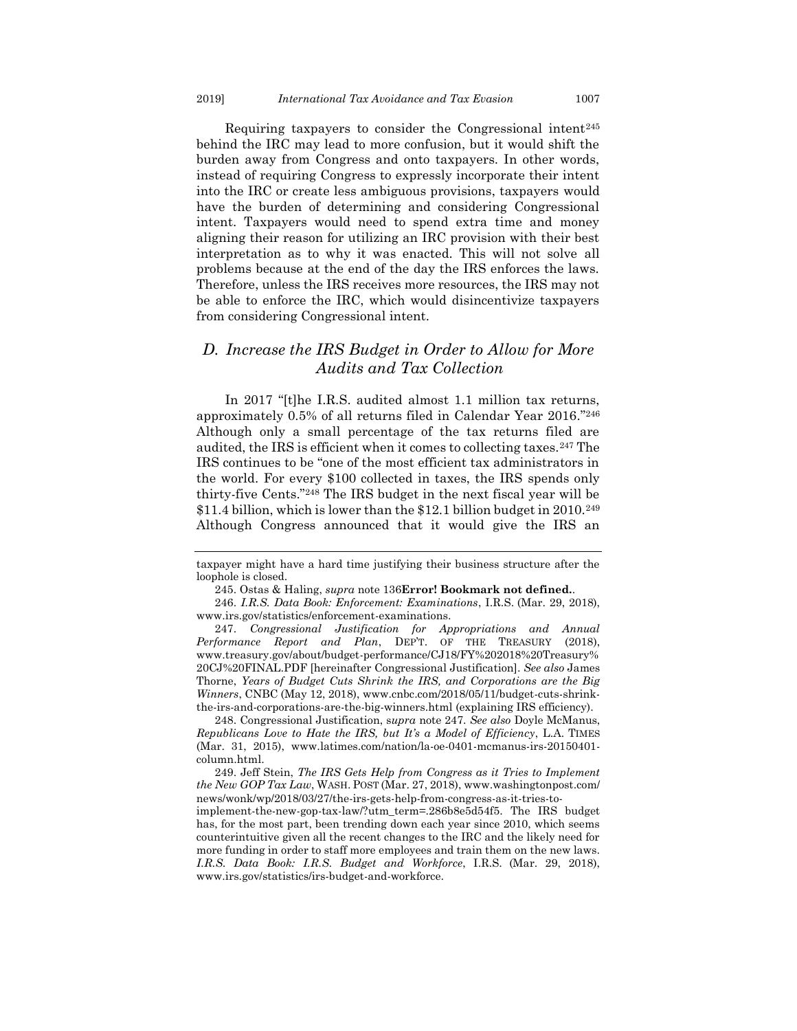Requiring taxpayers to consider the Congressional intent[245] behind the IRC may lead to more confusion, but it would shift the burden away from Congress and onto taxpayers. In other words, instead of requiring Congress to expressly incorporate their intent into the IRC or create less ambiguous provisions, taxpayers would have the burden of determining and considering Congressional intent. Taxpayers would need to spend extra time and money aligning their reason for utilizing an IRC provision with their best interpretation as to why it was enacted. This will not solve all problems because at the end of the day the IRS enforces the laws. Therefore, unless the IRS receives more resources, the IRS may not be able to enforce the IRC, which would disincentivize taxpayers from considering Congressional intent.

## *D. Increase the IRS Budget in Order to Allow for More Audits and Tax Collection*

In 2017 "[t]he I.R.S. audited almost 1.1 million tax returns, approximately 0.5% of all returns filed in Calendar Year 2016."[246] Although only a small percentage of the tax returns filed are audited, the IRS is efficient when it comes to collecting taxes.[247] The IRS continues to be "one of the most efficient tax administrators in the world. For every $100 collected in taxes, the IRS spends only thirty-five Cents."[248] The IRS budget in the next fiscal year will be $11.4 billion, which is lower than the $12.1 billion budget in 2010.[249] Although Congress announced that it would give the IRS an

---

taxpayer might have a hard time justifying their business structure after the loophole is closed.

245. Ostas & Haling, *supra* note 136**Error! Bookmark not defined.**.

246. *I.R.S. Data Book: Enforcement: Examinations*, I.R.S. (Mar. 29, 2018), www.irs.gov/statistics/enforcement-examinations.

247. *Congressional Justification for Appropriations and Annual Performance Report and Plan*, DEP'T. OF THE TREASURY (2018), www.treasury.gov/about/budget-performance/CJ18/FY%202018%20Treasury%20CJ%20FINAL.PDF [hereinafter Congressional Justification]. *See also* James Thorne, *Years of Budget Cuts Shrink the IRS, and Corporations are the Big Winners*, CNBC (May 12, 2018), www.cnbc.com/2018/05/11/budget-cuts-shrink-the-irs-and-corporations-are-the-big-winners.html (explaining IRS efficiency).

248. Congressional Justification, *supra* note 247. *See also* Doyle McManus, *Republicans Love to Hate the IRS, but It's a Model of Efficiency*, L.A. TIMES (Mar. 31, 2015), www.latimes.com/nation/la-oe-0401-mcmanus-irs-20150401-column.html.

249. Jeff Stein, *The IRS Gets Help from Congress as it Tries to Implement the New GOP Tax Law*, WASH. POST (Mar. 27, 2018), www.washingtonpost.com/news/wonk/wp/2018/03/27/the-irs-gets-help-from-congress-as-it-tries-to-implement-the-new-gop-tax-law/?utm_term=.286b8e5d54f5. The IRS budget has, for the most part, been trending down each year since 2010, which seems counterintuitive given all the recent changes to the IRC and the likely need for more funding in order to staff more employees and train them on the new laws. *I.R.S. Data Book: I.R.S. Budget and Workforce*, I.R.S. (Mar. 29, 2018), www.irs.gov/statistics/irs-budget-and-workforce.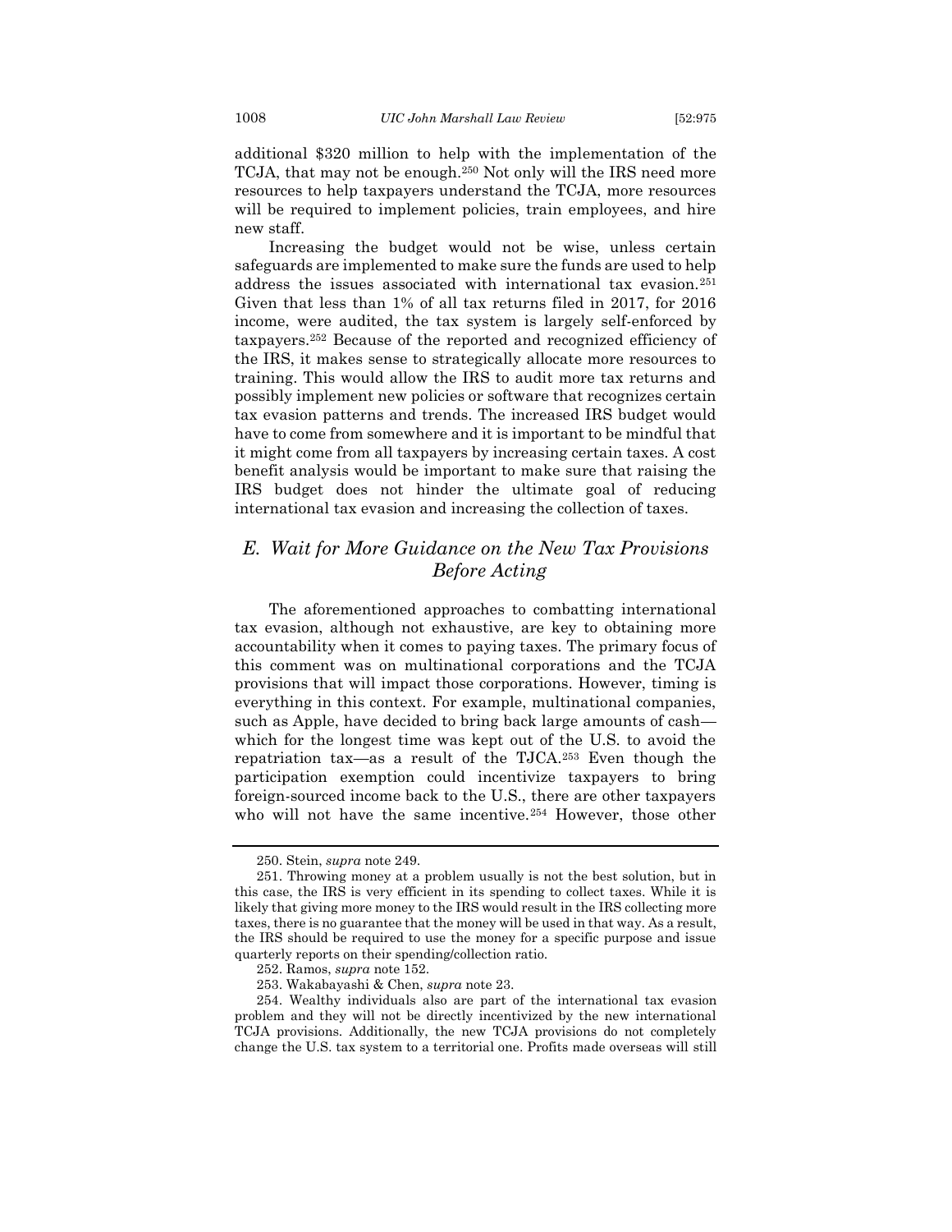additional $320 million to help with the implementation of the TCJA, that may not be enough.[250] Not only will the IRS need more resources to help taxpayers understand the TCJA, more resources will be required to implement policies, train employees, and hire new staff.

Increasing the budget would not be wise, unless certain safeguards are implemented to make sure the funds are used to help address the issues associated with international tax evasion.[251] Given that less than 1% of all tax returns filed in 2017, for 2016 income, were audited, the tax system is largely self-enforced by taxpayers.[252] Because of the reported and recognized efficiency of the IRS, it makes sense to strategically allocate more resources to training. This would allow the IRS to audit more tax returns and possibly implement new policies or software that recognizes certain tax evasion patterns and trends. The increased IRS budget would have to come from somewhere and it is important to be mindful that it might come from all taxpayers by increasing certain taxes. A cost benefit analysis would be important to make sure that raising the IRS budget does not hinder the ultimate goal of reducing international tax evasion and increasing the collection of taxes.

## *E. Wait for More Guidance on the New Tax Provisions Before Acting*

The aforementioned approaches to combatting international tax evasion, although not exhaustive, are key to obtaining more accountability when it comes to paying taxes. The primary focus of this comment was on multinational corporations and the TCJA provisions that will impact those corporations. However, timing is everything in this context. For example, multinational companies, such as Apple, have decided to bring back large amounts of cash—which for the longest time was kept out of the U.S. to avoid the repatriation tax—as a result of the TJCA.[253] Even though the participation exemption could incentivize taxpayers to bring foreign-sourced income back to the U.S., there are other taxpayers who will not have the same incentive.[254] However, those other

---

250. Stein, *supra* note 249.

251. Throwing money at a problem usually is not the best solution, but in this case, the IRS is very efficient in its spending to collect taxes. While it is likely that giving more money to the IRS would result in the IRS collecting more taxes, there is no guarantee that the money will be used in that way. As a result, the IRS should be required to use the money for a specific purpose and issue quarterly reports on their spending/collection ratio.

252. Ramos, *supra* note 152.

253. Wakabayashi & Chen, *supra* note 23.

254. Wealthy individuals also are part of the international tax evasion problem and they will not be directly incentivized by the new international TCJA provisions. Additionally, the new TCJA provisions do not completely change the U.S. tax system to a territorial one. Profits made overseas will still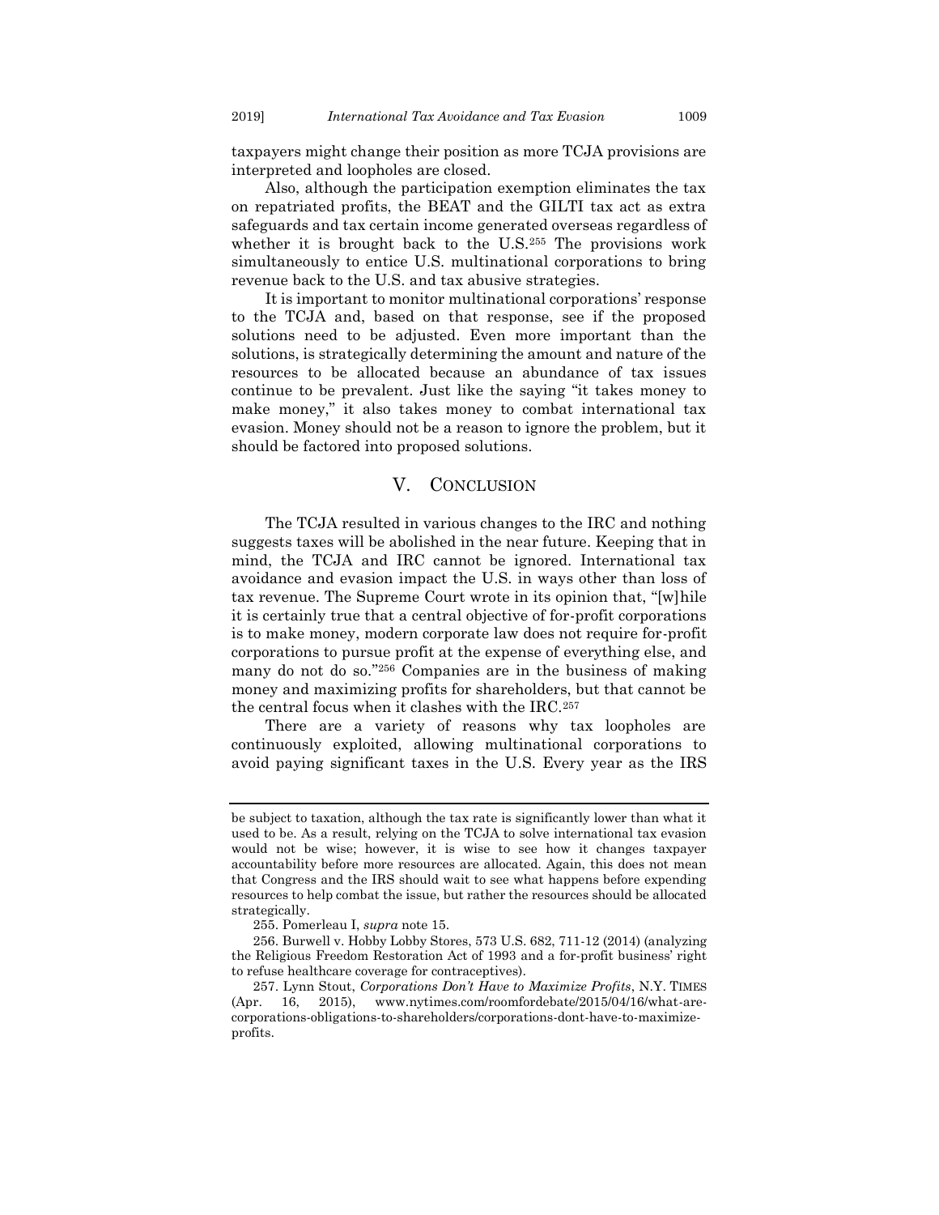taxpayers might change their position as more TCJA provisions are interpreted and loopholes are closed.

Also, although the participation exemption eliminates the tax on repatriated profits, the BEAT and the GILTI tax act as extra safeguards and tax certain income generated overseas regardless of whether it is brought back to the U.S.[255] The provisions work simultaneously to entice U.S. multinational corporations to bring revenue back to the U.S. and tax abusive strategies.

It is important to monitor multinational corporations' response to the TCJA and, based on that response, see if the proposed solutions need to be adjusted. Even more important than the solutions, is strategically determining the amount and nature of the resources to be allocated because an abundance of tax issues continue to be prevalent. Just like the saying "it takes money to make money," it also takes money to combat international tax evasion. Money should not be a reason to ignore the problem, but it should be factored into proposed solutions.

## V. Conclusion

The TCJA resulted in various changes to the IRC and nothing suggests taxes will be abolished in the near future. Keeping that in mind, the TCJA and IRC cannot be ignored. International tax avoidance and evasion impact the U.S. in ways other than loss of tax revenue. The Supreme Court wrote in its opinion that, "[w]hile it is certainly true that a central objective of for-profit corporations is to make money, modern corporate law does not require for-profit corporations to pursue profit at the expense of everything else, and many do not do so."[256] Companies are in the business of making money and maximizing profits for shareholders, but that cannot be the central focus when it clashes with the IRC.[257]

There are a variety of reasons why tax loopholes are continuously exploited, allowing multinational corporations to avoid paying significant taxes in the U.S. Every year as the IRS

---

be subject to taxation, although the tax rate is significantly lower than what it used to be. As a result, relying on the TCJA to solve international tax evasion would not be wise; however, it is wise to see how it changes taxpayer accountability before more resources are allocated. Again, this does not mean that Congress and the IRS should wait to see what happens before expending resources to help combat the issue, but rather the resources should be allocated strategically.

255. Pomerleau I, *supra* note 15.

256. Burwell v. Hobby Lobby Stores, 573 U.S. 682, 711-12 (2014) (analyzing the Religious Freedom Restoration Act of 1993 and a for-profit business' right to refuse healthcare coverage for contraceptives).

257. Lynn Stout, *Corporations Don't Have to Maximize Profits*, N.Y. TIMES (Apr. 16, 2015), www.nytimes.com/roomfordebate/2015/04/16/what-are-corporations-obligations-to-shareholders/corporations-dont-have-to-maximize-profits.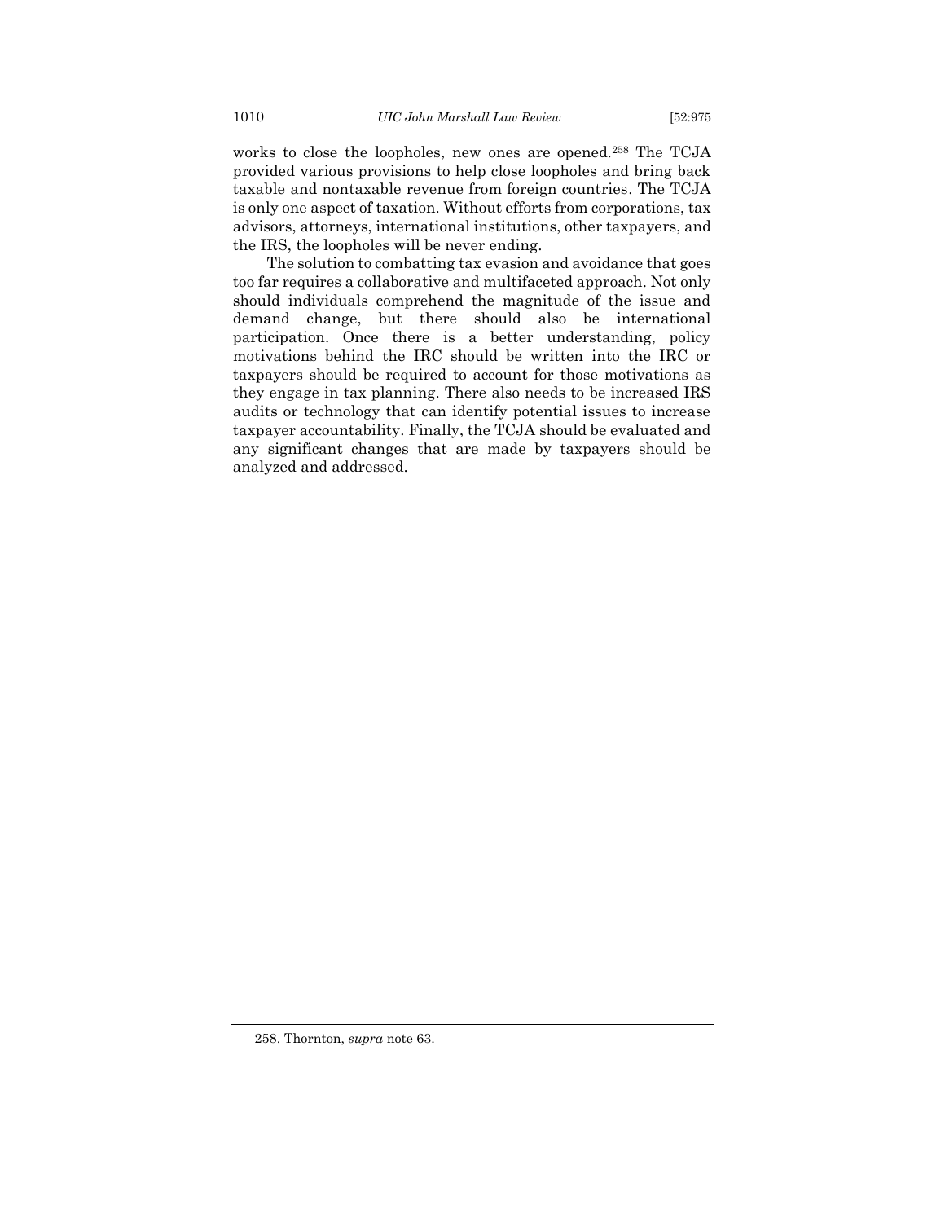works to close the loopholes, new ones are opened.[258] The TCJA provided various provisions to help close loopholes and bring back taxable and nontaxable revenue from foreign countries. The TCJA is only one aspect of taxation. Without efforts from corporations, tax advisors, attorneys, international institutions, other taxpayers, and the IRS, the loopholes will be never ending.

The solution to combatting tax evasion and avoidance that goes too far requires a collaborative and multifaceted approach. Not only should individuals comprehend the magnitude of the issue and demand change, but there should also be international participation. Once there is a better understanding, policy motivations behind the IRC should be written into the IRC or taxpayers should be required to account for those motivations as they engage in tax planning. There also needs to be increased IRS audits or technology that can identify potential issues to increase taxpayer accountability. Finally, the TCJA should be evaluated and any significant changes that are made by taxpayers should be analyzed and addressed.

---

258. Thornton, *supra* note 63.